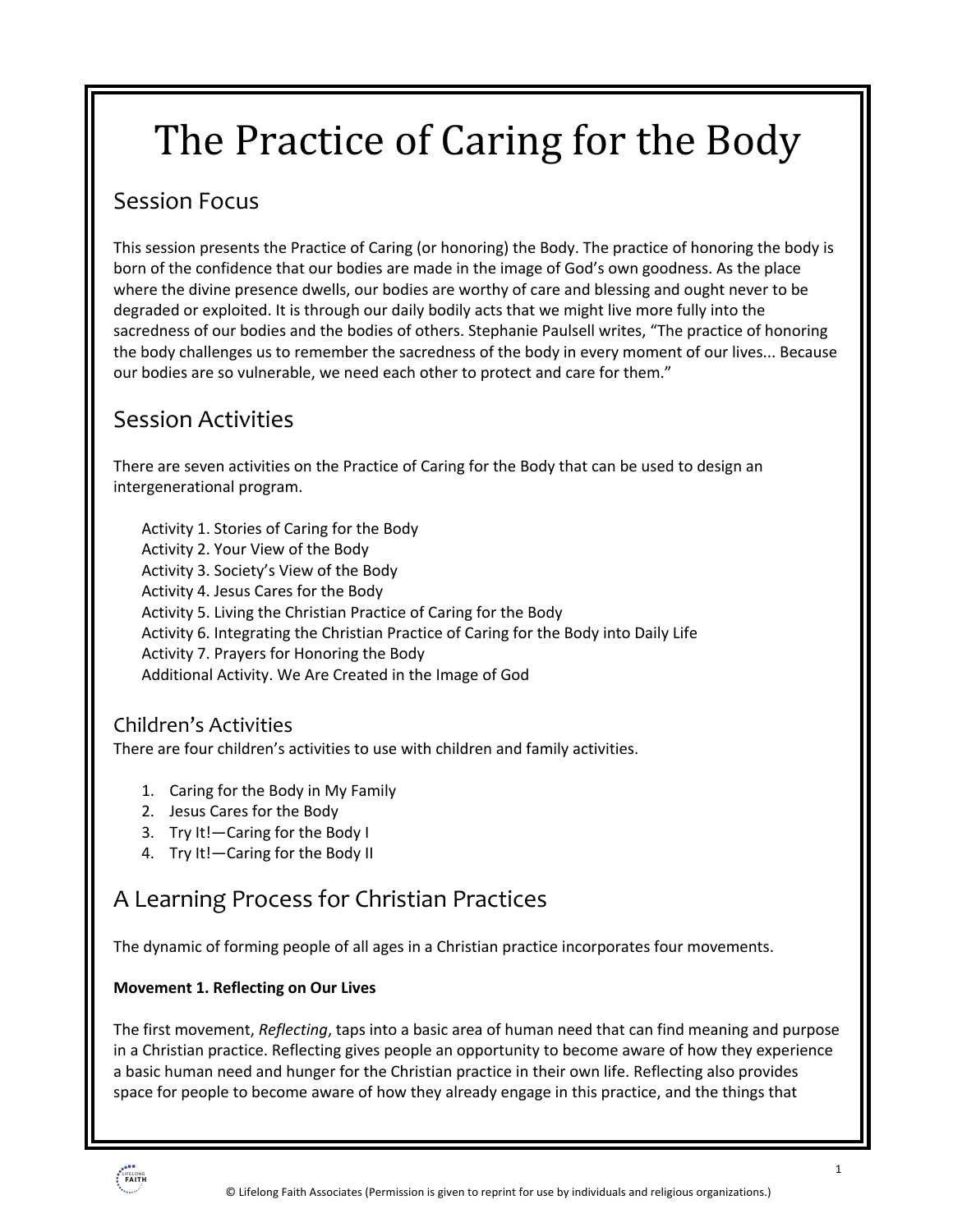# The Practice of Caring for the Body

## Session Focus

This session presents the Practice of Caring (or honoring) the Body. The practice of honoring the body is born of the confidence that our bodies are made in the image of God's own goodness. As the place where the divine presence dwells, our bodies are worthy of care and blessing and ought never to be degraded or exploited. It is through our daily bodily acts that we might live more fully into the sacredness of our bodies and the bodies of others. Stephanie Paulsell writes, "The practice of honoring the body challenges us to remember the sacredness of the body in every moment of our lives... Because our bodies are so vulnerable, we need each other to protect and care for them."

## Session Activities

There are seven activities on the Practice of Caring for the Body that can be used to design an intergenerational program.

- Activity 1. Stories of Caring for the Body
- Activity 2. Your View of the Body
- Activity 3. Society's View of the Body
- Activity 4. Jesus Cares for the Body
- Activity 5. Living the Christian Practice of Caring for the Body
- Activity 6. Integrating the Christian Practice of Caring for the Body into Daily Life
- Activity 7. Prayers for Honoring the Body
- Additional Activity. We Are Created in the Image of God

### Children's Activities

There are four children's activities to use with children and family activities.

1. Caring for the Body in My Family
2. Jesus Cares for the Body
3. Try It!—Caring for the Body I
4. Try It!—Caring for the Body II

## A Learning Process for Christian Practices

The dynamic of forming people of all ages in a Christian practice incorporates four movements.

**Movement 1. Reflecting on Our Lives**

The first movement, *Reflecting*, taps into a basic area of human need that can find meaning and purpose in a Christian practice. Reflecting gives people an opportunity to become aware of how they experience a basic human need and hunger for the Christian practice in their own life. Reflecting also provides space for people to become aware of how they already engage in this practice, and the things that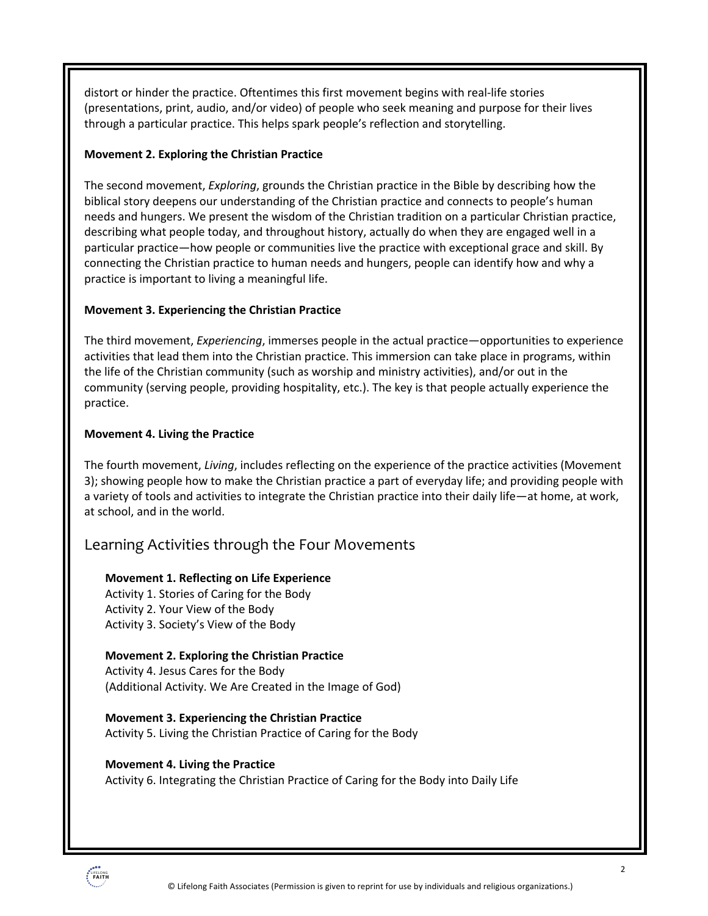distort or hinder the practice. Oftentimes this first movement begins with real-life stories (presentations, print, audio, and/or video) of people who seek meaning and purpose for their lives through a particular practice. This helps spark people's reflection and storytelling.

**Movement 2. Exploring the Christian Practice**

The second movement, *Exploring*, grounds the Christian practice in the Bible by describing how the biblical story deepens our understanding of the Christian practice and connects to people's human needs and hungers. We present the wisdom of the Christian tradition on a particular Christian practice, describing what people today, and throughout history, actually do when they are engaged well in a particular practice—how people or communities live the practice with exceptional grace and skill. By connecting the Christian practice to human needs and hungers, people can identify how and why a practice is important to living a meaningful life.

**Movement 3. Experiencing the Christian Practice**

The third movement, *Experiencing*, immerses people in the actual practice—opportunities to experience activities that lead them into the Christian practice. This immersion can take place in programs, within the life of the Christian community (such as worship and ministry activities), and/or out in the community (serving people, providing hospitality, etc.). The key is that people actually experience the practice.

**Movement 4. Living the Practice**

The fourth movement, *Living*, includes reflecting on the experience of the practice activities (Movement 3); showing people how to make the Christian practice a part of everyday life; and providing people with a variety of tools and activities to integrate the Christian practice into their daily life—at home, at work, at school, and in the world.

## Learning Activities through the Four Movements

**Movement 1. Reflecting on Life Experience**
Activity 1. Stories of Caring for the Body
Activity 2. Your View of the Body
Activity 3. Society's View of the Body

**Movement 2. Exploring the Christian Practice**
Activity 4. Jesus Cares for the Body
(Additional Activity. We Are Created in the Image of God)

**Movement 3. Experiencing the Christian Practice**
Activity 5. Living the Christian Practice of Caring for the Body

**Movement 4. Living the Practice**
Activity 6. Integrating the Christian Practice of Caring for the Body into Daily Life

© Lifelong Faith Associates (Permission is given to reprint for use by individuals and religious organizations.)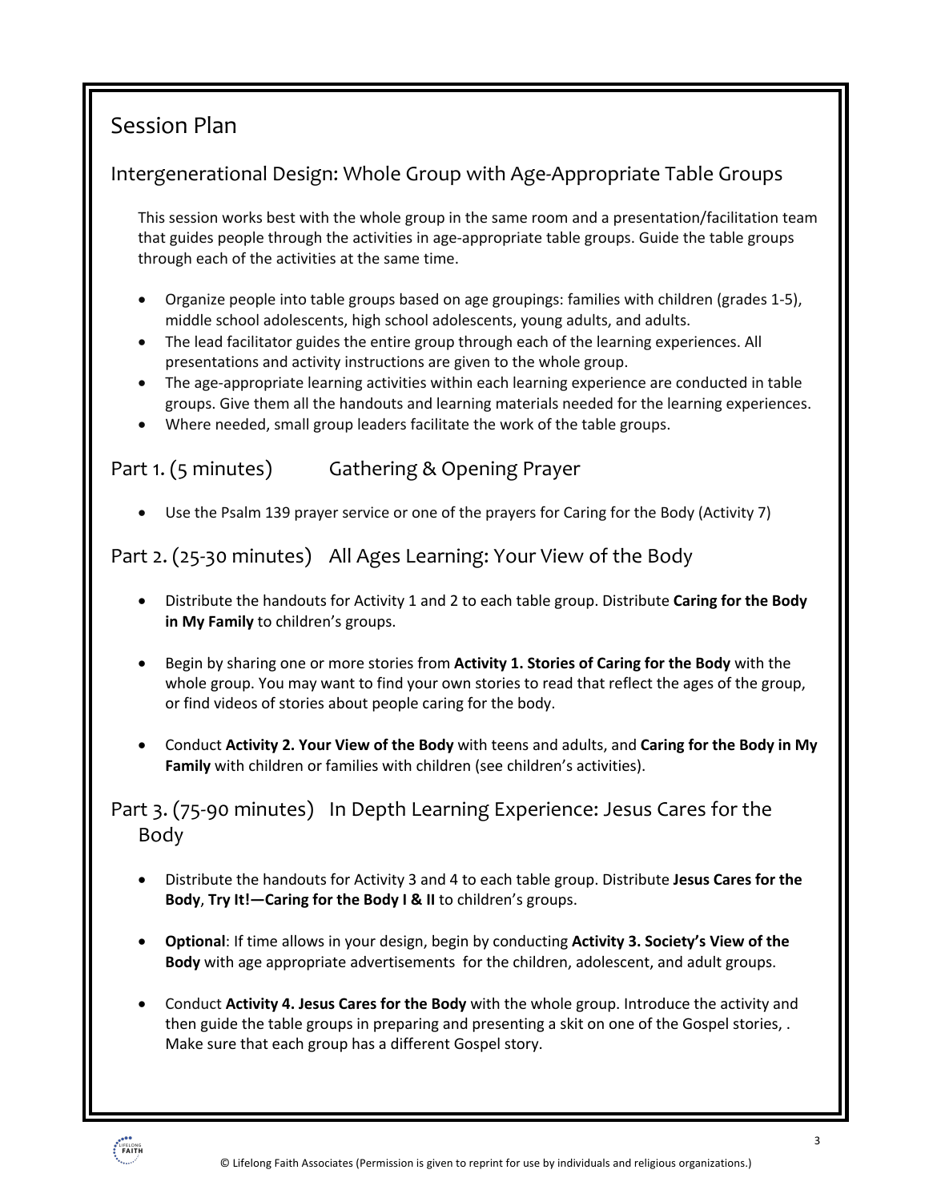# Session Plan

## Intergenerational Design: Whole Group with Age-Appropriate Table Groups

This session works best with the whole group in the same room and a presentation/facilitation team that guides people through the activities in age-appropriate table groups. Guide the table groups through each of the activities at the same time.

- Organize people into table groups based on age groupings: families with children (grades 1-5), middle school adolescents, high school adolescents, young adults, and adults.
- The lead facilitator guides the entire group through each of the learning experiences. All presentations and activity instructions are given to the whole group.
- The age-appropriate learning activities within each learning experience are conducted in table groups. Give them all the handouts and learning materials needed for the learning experiences.
- Where needed, small group leaders facilitate the work of the table groups.

## Part 1. (5 minutes) Gathering & Opening Prayer

- Use the Psalm 139 prayer service or one of the prayers for Caring for the Body (Activity 7)

## Part 2. (25-30 minutes) All Ages Learning: Your View of the Body

- Distribute the handouts for Activity 1 and 2 to each table group. Distribute **Caring for the Body in My Family** to children's groups.

- Begin by sharing one or more stories from **Activity 1. Stories of Caring for the Body** with the whole group. You may want to find your own stories to read that reflect the ages of the group, or find videos of stories about people caring for the body.

- Conduct **Activity 2. Your View of the Body** with teens and adults, and **Caring for the Body in My Family** with children or families with children (see children's activities).

## Part 3. (75-90 minutes) In Depth Learning Experience: Jesus Cares for the Body

- Distribute the handouts for Activity 3 and 4 to each table group. Distribute **Jesus Cares for the Body**, **Try It!—Caring for the Body I & II** to children's groups.

- **Optional**: If time allows in your design, begin by conducting **Activity 3. Society's View of the Body** with age appropriate advertisements for the children, adolescent, and adult groups.

- Conduct **Activity 4. Jesus Cares for the Body** with the whole group. Introduce the activity and then guide the table groups in preparing and presenting a skit on one of the Gospel stories, . Make sure that each group has a different Gospel story.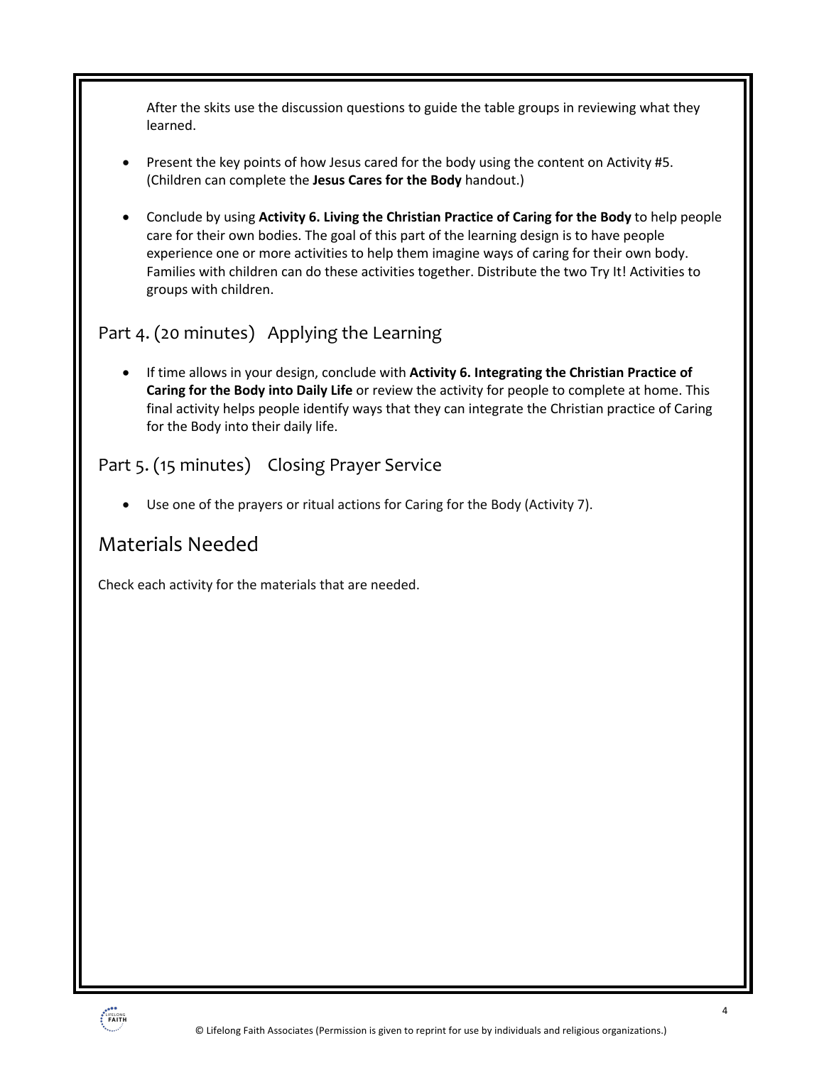After the skits use the discussion questions to guide the table groups in reviewing what they learned.

- Present the key points of how Jesus cared for the body using the content on Activity #5. (Children can complete the **Jesus Cares for the Body** handout.)

- Conclude by using **Activity 6. Living the Christian Practice of Caring for the Body** to help people care for their own bodies. The goal of this part of the learning design is to have people experience one or more activities to help them imagine ways of caring for their own body. Families with children can do these activities together. Distribute the two Try It! Activities to groups with children.

### Part 4. (20 minutes) Applying the Learning

- If time allows in your design, conclude with **Activity 6. Integrating the Christian Practice of Caring for the Body into Daily Life** or review the activity for people to complete at home. This final activity helps people identify ways that they can integrate the Christian practice of Caring for the Body into their daily life.

### Part 5. (15 minutes) Closing Prayer Service

- Use one of the prayers or ritual actions for Caring for the Body (Activity 7).

## Materials Needed

Check each activity for the materials that are needed.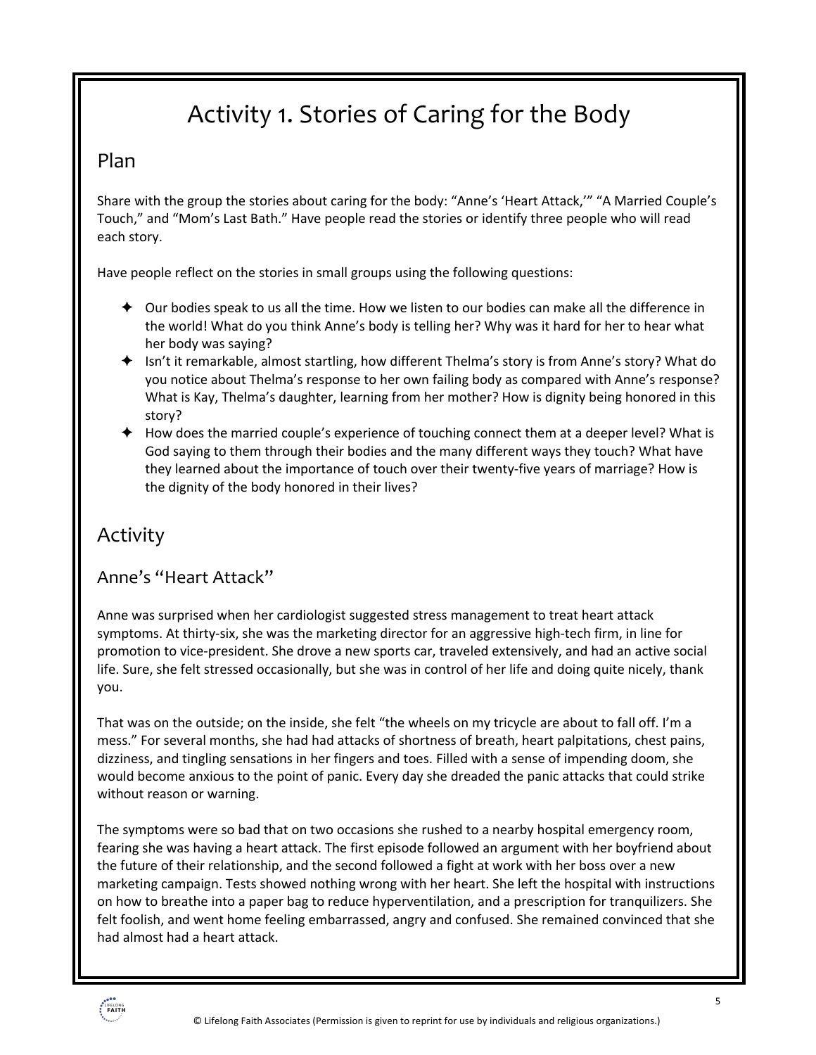# Activity 1. Stories of Caring for the Body

## Plan

Share with the group the stories about caring for the body: "Anne's 'Heart Attack,'" "A Married Couple's Touch," and "Mom's Last Bath." Have people read the stories or identify three people who will read each story.

Have people reflect on the stories in small groups using the following questions:

- Our bodies speak to us all the time. How we listen to our bodies can make all the difference in the world! What do you think Anne's body is telling her? Why was it hard for her to hear what her body was saying?
- Isn't it remarkable, almost startling, how different Thelma's story is from Anne's story? What do you notice about Thelma's response to her own failing body as compared with Anne's response? What is Kay, Thelma's daughter, learning from her mother? How is dignity being honored in this story?
- How does the married couple's experience of touching connect them at a deeper level? What is God saying to them through their bodies and the many different ways they touch? What have they learned about the importance of touch over their twenty-five years of marriage? How is the dignity of the body honored in their lives?

## Activity

### Anne's "Heart Attack"

Anne was surprised when her cardiologist suggested stress management to treat heart attack symptoms. At thirty-six, she was the marketing director for an aggressive high-tech firm, in line for promotion to vice-president. She drove a new sports car, traveled extensively, and had an active social life. Sure, she felt stressed occasionally, but she was in control of her life and doing quite nicely, thank you.

That was on the outside; on the inside, she felt "the wheels on my tricycle are about to fall off. I'm a mess." For several months, she had had attacks of shortness of breath, heart palpitations, chest pains, dizziness, and tingling sensations in her fingers and toes. Filled with a sense of impending doom, she would become anxious to the point of panic. Every day she dreaded the panic attacks that could strike without reason or warning.

The symptoms were so bad that on two occasions she rushed to a nearby hospital emergency room, fearing she was having a heart attack. The first episode followed an argument with her boyfriend about the future of their relationship, and the second followed a fight at work with her boss over a new marketing campaign. Tests showed nothing wrong with her heart. She left the hospital with instructions on how to breathe into a paper bag to reduce hyperventilation, and a prescription for tranquilizers. She felt foolish, and went home feeling embarrassed, angry and confused. She remained convinced that she had almost had a heart attack.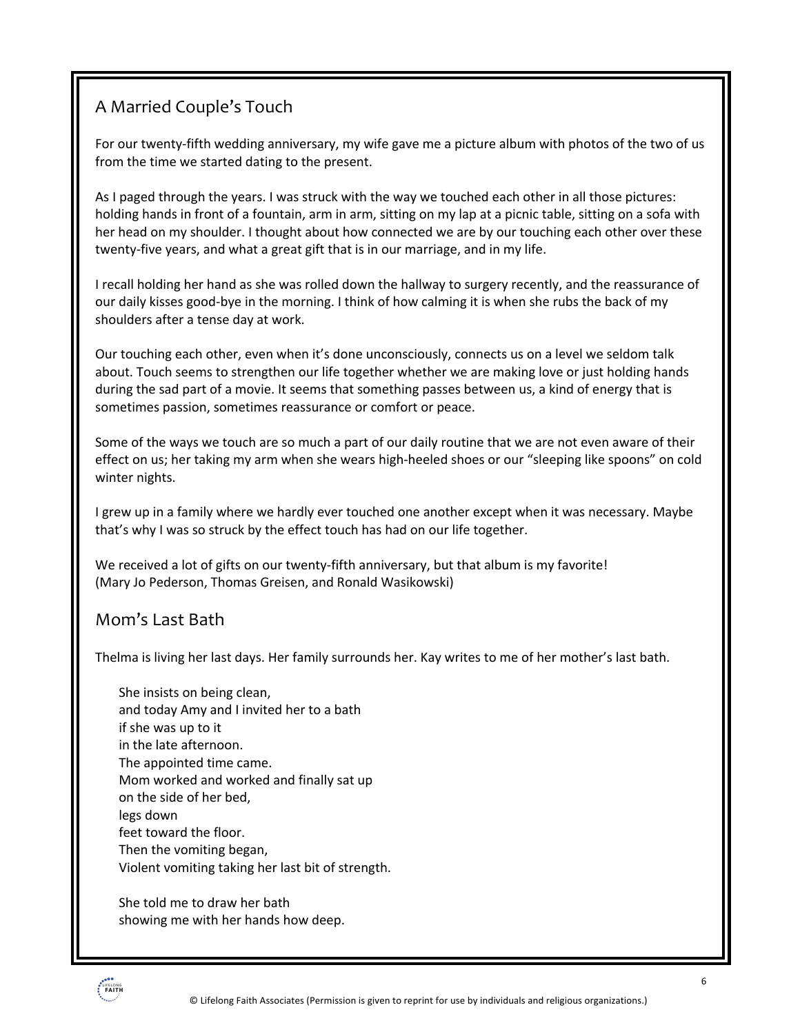## A Married Couple's Touch

For our twenty-fifth wedding anniversary, my wife gave me a picture album with photos of the two of us from the time we started dating to the present.

As I paged through the years. I was struck with the way we touched each other in all those pictures: holding hands in front of a fountain, arm in arm, sitting on my lap at a picnic table, sitting on a sofa with her head on my shoulder. I thought about how connected we are by our touching each other over these twenty-five years, and what a great gift that is in our marriage, and in my life.

I recall holding her hand as she was rolled down the hallway to surgery recently, and the reassurance of our daily kisses good-bye in the morning. I think of how calming it is when she rubs the back of my shoulders after a tense day at work.

Our touching each other, even when it's done unconsciously, connects us on a level we seldom talk about. Touch seems to strengthen our life together whether we are making love or just holding hands during the sad part of a movie. It seems that something passes between us, a kind of energy that is sometimes passion, sometimes reassurance or comfort or peace.

Some of the ways we touch are so much a part of our daily routine that we are not even aware of their effect on us; her taking my arm when she wears high-heeled shoes or our "sleeping like spoons" on cold winter nights.

I grew up in a family where we hardly ever touched one another except when it was necessary. Maybe that's why I was so struck by the effect touch has had on our life together.

We received a lot of gifts on our twenty-fifth anniversary, but that album is my favorite!
(Mary Jo Pederson, Thomas Greisen, and Ronald Wasikowski)

## Mom's Last Bath

Thelma is living her last days. Her family surrounds her. Kay writes to me of her mother's last bath.

> She insists on being clean,
> and today Amy and I invited her to a bath
> if she was up to it
> in the late afternoon.
> The appointed time came.
> Mom worked and worked and finally sat up
> on the side of her bed,
> legs down
> feet toward the floor.
> Then the vomiting began,
> Violent vomiting taking her last bit of strength.
>
> She told me to draw her bath
> showing me with her hands how deep.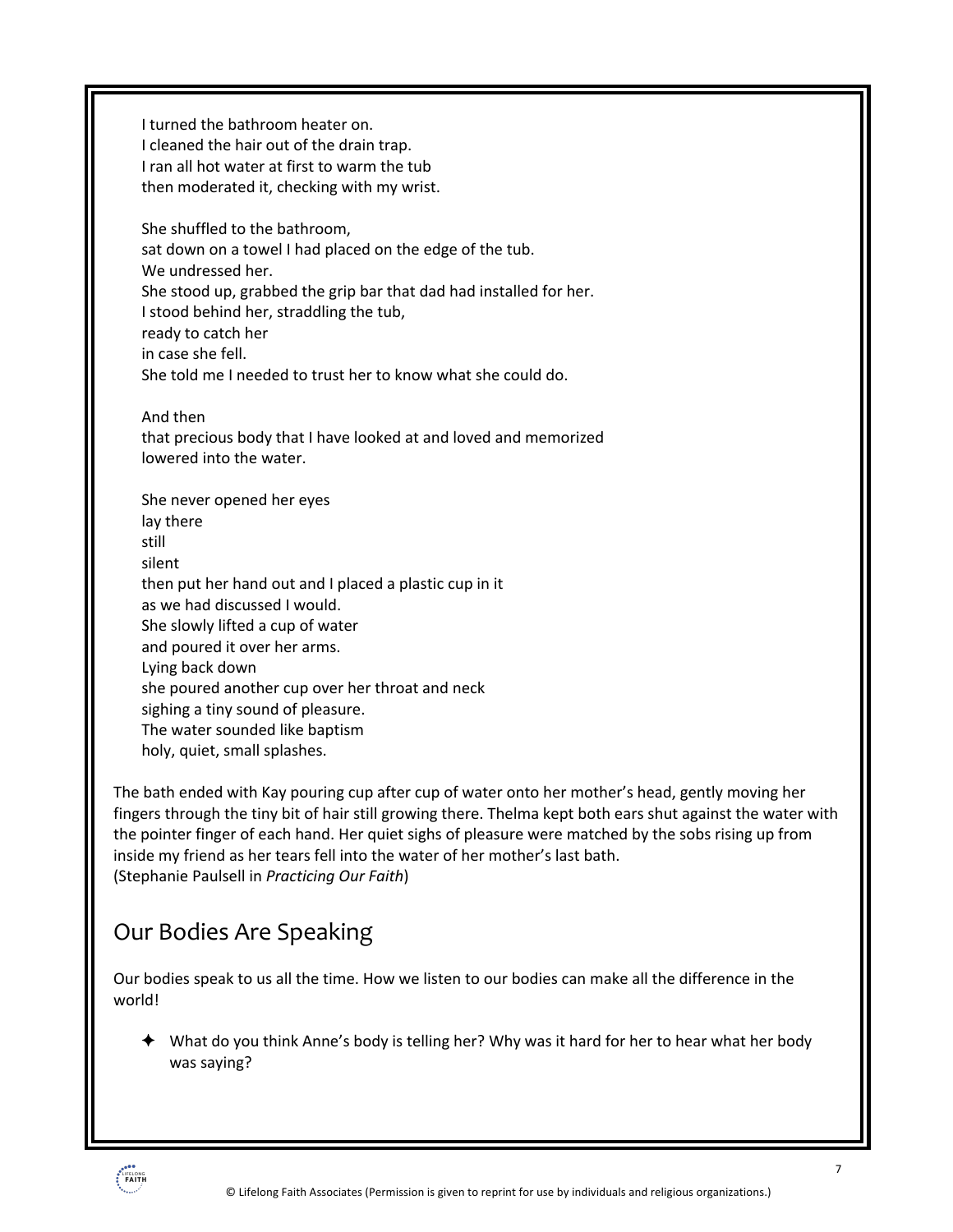I turned the bathroom heater on.  
I cleaned the hair out of the drain trap.  
I ran all hot water at first to warm the tub  
then moderated it, checking with my wrist.

She shuffled to the bathroom,  
sat down on a towel I had placed on the edge of the tub.  
We undressed her.  
She stood up, grabbed the grip bar that dad had installed for her.  
I stood behind her, straddling the tub,  
ready to catch her  
in case she fell.  
She told me I needed to trust her to know what she could do.

And then  
that precious body that I have looked at and loved and memorized  
lowered into the water.

She never opened her eyes  
lay there  
still  
silent  
then put her hand out and I placed a plastic cup in it  
as we had discussed I would.  
She slowly lifted a cup of water  
and poured it over her arms.  
Lying back down  
she poured another cup over her throat and neck  
sighing a tiny sound of pleasure.  
The water sounded like baptism  
holy, quiet, small splashes.

The bath ended with Kay pouring cup after cup of water onto her mother's head, gently moving her fingers through the tiny bit of hair still growing there. Thelma kept both ears shut against the water with the pointer finger of each hand. Her quiet sighs of pleasure were matched by the sobs rising up from inside my friend as her tears fell into the water of her mother's last bath.  
(Stephanie Paulsell in *Practicing Our Faith*)

## Our Bodies Are Speaking

Our bodies speak to us all the time. How we listen to our bodies can make all the difference in the world!

- What do you think Anne's body is telling her? Why was it hard for her to hear what her body was saying?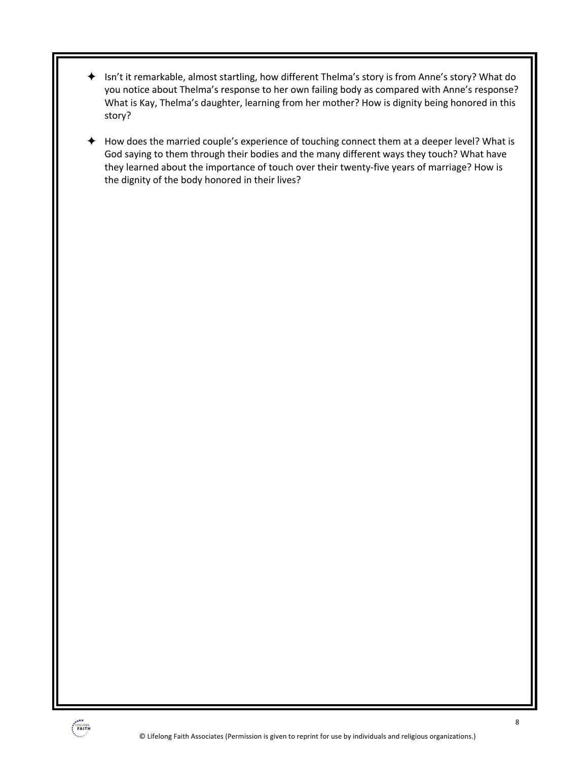- Isn't it remarkable, almost startling, how different Thelma's story is from Anne's story? What do you notice about Thelma's response to her own failing body as compared with Anne's response? What is Kay, Thelma's daughter, learning from her mother? How is dignity being honored in this story?

- How does the married couple's experience of touching connect them at a deeper level? What is God saying to them through their bodies and the many different ways they touch? What have they learned about the importance of touch over their twenty-five years of marriage? How is the dignity of the body honored in their lives?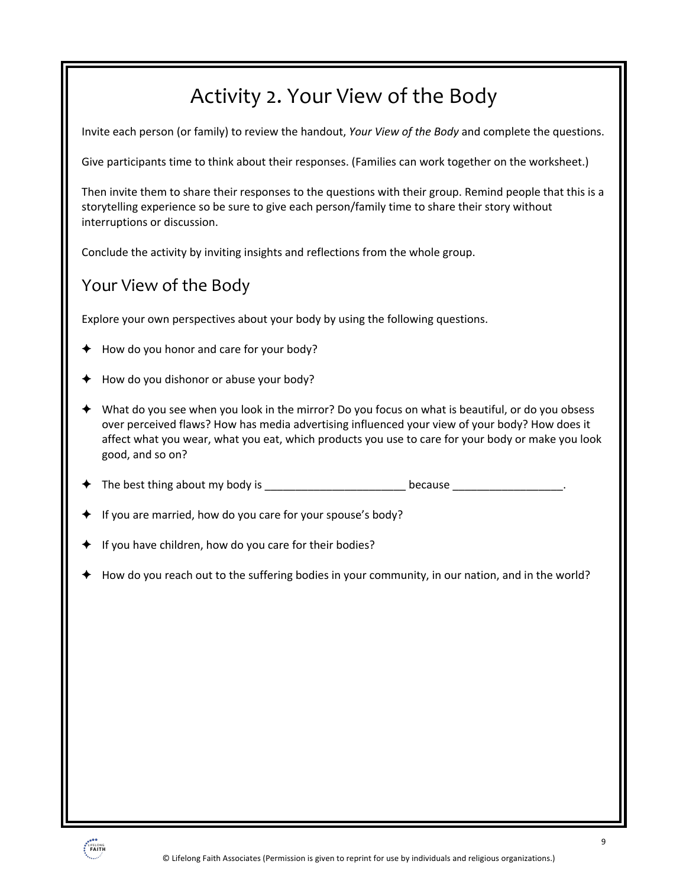# Activity 2. Your View of the Body

Invite each person (or family) to review the handout, *Your View of the Body* and complete the questions.

Give participants time to think about their responses. (Families can work together on the worksheet.)

Then invite them to share their responses to the questions with their group. Remind people that this is a storytelling experience so be sure to give each person/family time to share their story without interruptions or discussion.

Conclude the activity by inviting insights and reflections from the whole group.

## Your View of the Body

Explore your own perspectives about your body by using the following questions.

- How do you honor and care for your body?
- How do you dishonor or abuse your body?
- What do you see when you look in the mirror? Do you focus on what is beautiful, or do you obsess over perceived flaws? How has media advertising influenced your view of your body? How does it affect what you wear, what you eat, which products you use to care for your body or make you look good, and so on?
- The best thing about my body is _______________________ because __________________.
- If you are married, how do you care for your spouse's body?
- If you have children, how do you care for their bodies?
- How do you reach out to the suffering bodies in your community, in our nation, and in the world?

© Lifelong Faith Associates (Permission is given to reprint for use by individuals and religious organizations.)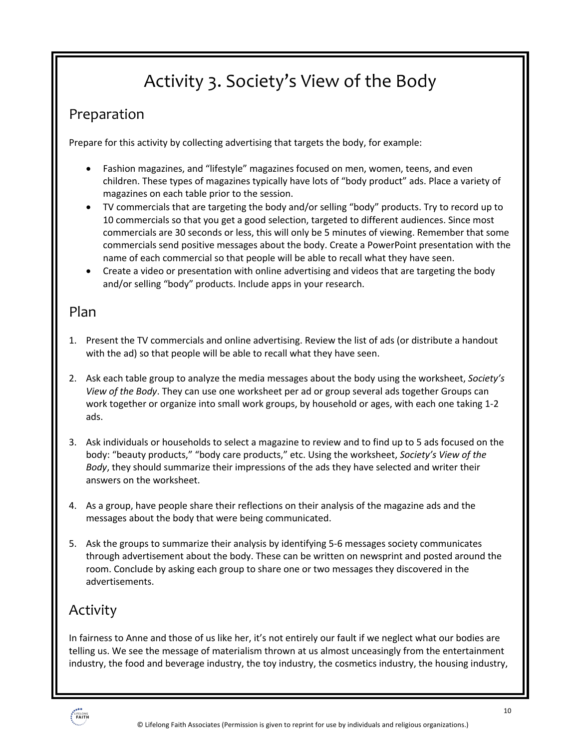# Activity 3. Society's View of the Body

## Preparation

Prepare for this activity by collecting advertising that targets the body, for example:

- Fashion magazines, and "lifestyle" magazines focused on men, women, teens, and even children. These types of magazines typically have lots of "body product" ads. Place a variety of magazines on each table prior to the session.
- TV commercials that are targeting the body and/or selling "body" products. Try to record up to 10 commercials so that you get a good selection, targeted to different audiences. Since most commercials are 30 seconds or less, this will only be 5 minutes of viewing. Remember that some commercials send positive messages about the body. Create a PowerPoint presentation with the name of each commercial so that people will be able to recall what they have seen.
- Create a video or presentation with online advertising and videos that are targeting the body and/or selling "body" products. Include apps in your research.

## Plan

1. Present the TV commercials and online advertising. Review the list of ads (or distribute a handout with the ad) so that people will be able to recall what they have seen.

2. Ask each table group to analyze the media messages about the body using the worksheet, *Society's View of the Body*. They can use one worksheet per ad or group several ads together Groups can work together or organize into small work groups, by household or ages, with each one taking 1-2 ads.

3. Ask individuals or households to select a magazine to review and to find up to 5 ads focused on the body: "beauty products," "body care products," etc. Using the worksheet, *Society's View of the Body*, they should summarize their impressions of the ads they have selected and writer their answers on the worksheet.

4. As a group, have people share their reflections on their analysis of the magazine ads and the messages about the body that were being communicated.

5. Ask the groups to summarize their analysis by identifying 5-6 messages society communicates through advertisement about the body. These can be written on newsprint and posted around the room. Conclude by asking each group to share one or two messages they discovered in the advertisements.

## Activity

In fairness to Anne and those of us like her, it's not entirely our fault if we neglect what our bodies are telling us. We see the message of materialism thrown at us almost unceasingly from the entertainment industry, the food and beverage industry, the toy industry, the cosmetics industry, the housing industry,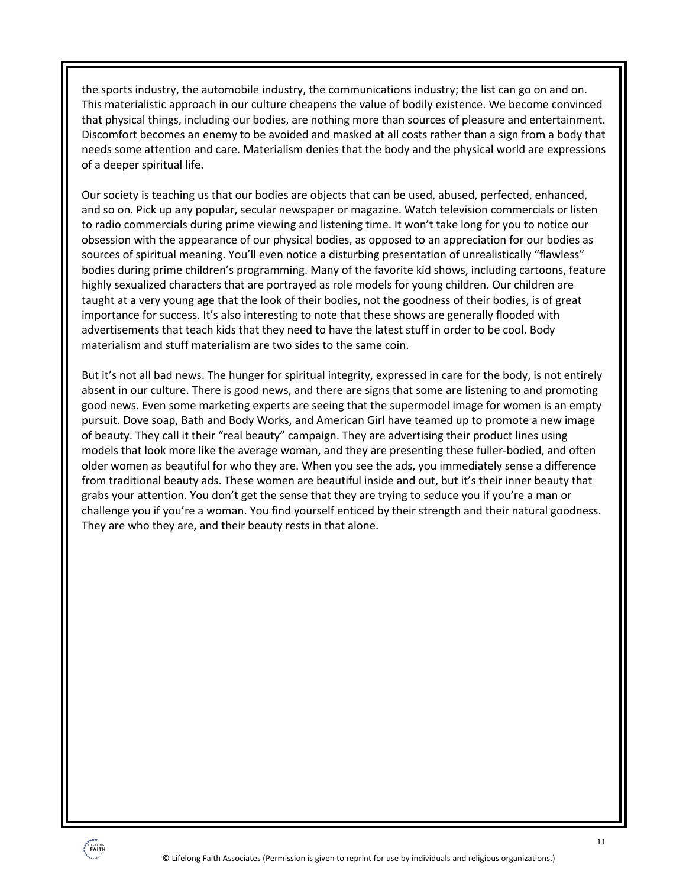the sports industry, the automobile industry, the communications industry; the list can go on and on. This materialistic approach in our culture cheapens the value of bodily existence. We become convinced that physical things, including our bodies, are nothing more than sources of pleasure and entertainment. Discomfort becomes an enemy to be avoided and masked at all costs rather than a sign from a body that needs some attention and care. Materialism denies that the body and the physical world are expressions of a deeper spiritual life.

Our society is teaching us that our bodies are objects that can be used, abused, perfected, enhanced, and so on. Pick up any popular, secular newspaper or magazine. Watch television commercials or listen to radio commercials during prime viewing and listening time. It won't take long for you to notice our obsession with the appearance of our physical bodies, as opposed to an appreciation for our bodies as sources of spiritual meaning. You'll even notice a disturbing presentation of unrealistically "flawless" bodies during prime children's programming. Many of the favorite kid shows, including cartoons, feature highly sexualized characters that are portrayed as role models for young children. Our children are taught at a very young age that the look of their bodies, not the goodness of their bodies, is of great importance for success. It's also interesting to note that these shows are generally flooded with advertisements that teach kids that they need to have the latest stuff in order to be cool. Body materialism and stuff materialism are two sides to the same coin.

But it's not all bad news. The hunger for spiritual integrity, expressed in care for the body, is not entirely absent in our culture. There is good news, and there are signs that some are listening to and promoting good news. Even some marketing experts are seeing that the supermodel image for women is an empty pursuit. Dove soap, Bath and Body Works, and American Girl have teamed up to promote a new image of beauty. They call it their "real beauty" campaign. They are advertising their product lines using models that look more like the average woman, and they are presenting these fuller-bodied, and often older women as beautiful for who they are. When you see the ads, you immediately sense a difference from traditional beauty ads. These women are beautiful inside and out, but it's their inner beauty that grabs your attention. You don't get the sense that they are trying to seduce you if you're a man or challenge you if you're a woman. You find yourself enticed by their strength and their natural goodness. They are who they are, and their beauty rests in that alone.

© Lifelong Faith Associates (Permission is given to reprint for use by individuals and religious organizations.)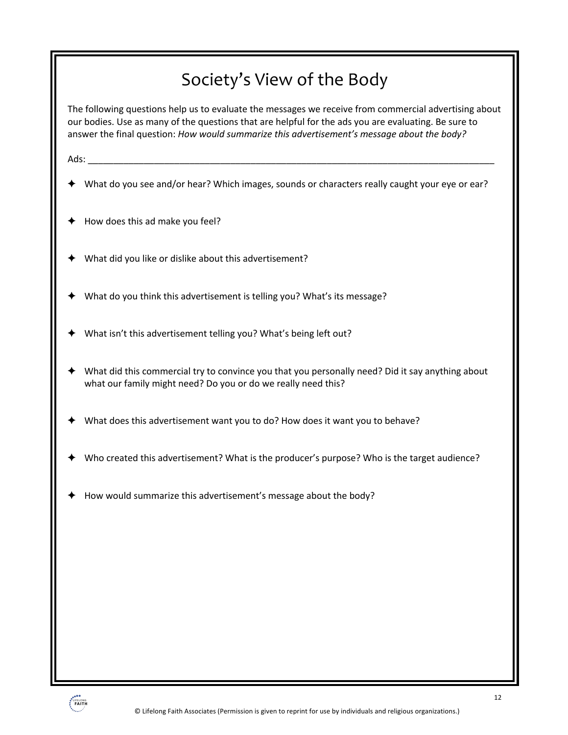# Society's View of the Body

The following questions help us to evaluate the messages we receive from commercial advertising about our bodies. Use as many of the questions that are helpful for the ads you are evaluating. Be sure to answer the final question: *How would summarize this advertisement's message about the body?*

Ads: ___________________________________________________________________________________

- ✦ What do you see and/or hear? Which images, sounds or characters really caught your eye or ear?
- ✦ How does this ad make you feel?
- ✦ What did you like or dislike about this advertisement?
- ✦ What do you think this advertisement is telling you? What's its message?
- ✦ What isn't this advertisement telling you? What's being left out?
- ✦ What did this commercial try to convince you that you personally need? Did it say anything about what our family might need? Do you or do we really need this?
- ✦ What does this advertisement want you to do? How does it want you to behave?
- ✦ Who created this advertisement? What is the producer's purpose? Who is the target audience?
- ✦ How would summarize this advertisement's message about the body?

© Lifelong Faith Associates (Permission is given to reprint for use by individuals and religious organizations.)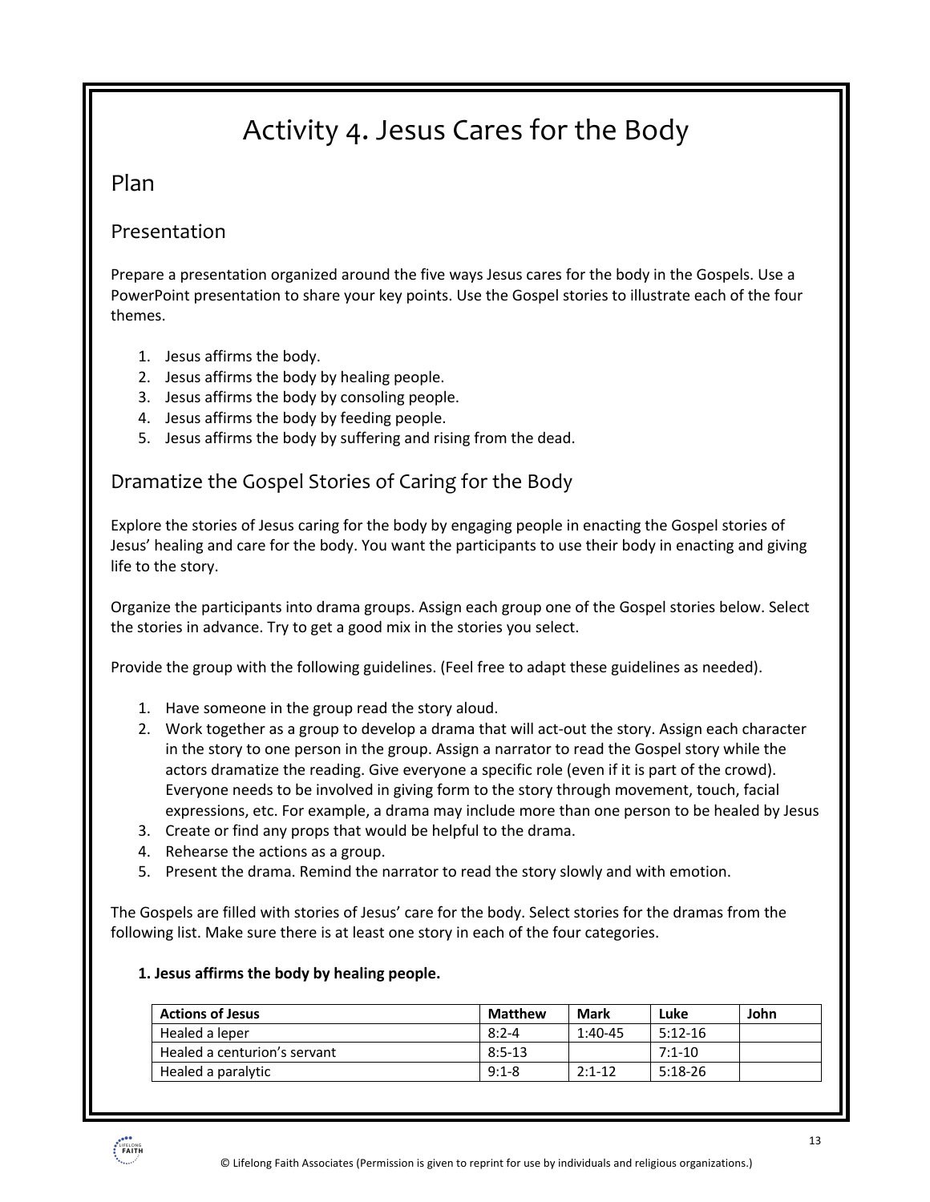# Activity 4. Jesus Cares for the Body

## Plan

### Presentation

Prepare a presentation organized around the five ways Jesus cares for the body in the Gospels. Use a PowerPoint presentation to share your key points. Use the Gospel stories to illustrate each of the four themes.

1. Jesus affirms the body.
2. Jesus affirms the body by healing people.
3. Jesus affirms the body by consoling people.
4. Jesus affirms the body by feeding people.
5. Jesus affirms the body by suffering and rising from the dead.

### Dramatize the Gospel Stories of Caring for the Body

Explore the stories of Jesus caring for the body by engaging people in enacting the Gospel stories of Jesus' healing and care for the body. You want the participants to use their body in enacting and giving life to the story.

Organize the participants into drama groups. Assign each group one of the Gospel stories below. Select the stories in advance. Try to get a good mix in the stories you select.

Provide the group with the following guidelines. (Feel free to adapt these guidelines as needed).

1. Have someone in the group read the story aloud.
2. Work together as a group to develop a drama that will act-out the story. Assign each character in the story to one person in the group. Assign a narrator to read the Gospel story while the actors dramatize the reading. Give everyone a specific role (even if it is part of the crowd). Everyone needs to be involved in giving form to the story through movement, touch, facial expressions, etc. For example, a drama may include more than one person to be healed by Jesus
3. Create or find any props that would be helpful to the drama.
4. Rehearse the actions as a group.
5. Present the drama. Remind the narrator to read the story slowly and with emotion.

The Gospels are filled with stories of Jesus' care for the body. Select stories for the dramas from the following list. Make sure there is at least one story in each of the four categories.

**1. Jesus affirms the body by healing people.**

| Actions of Jesus | Matthew | Mark | Luke | John |
|---|---|---|---|---|
| Healed a leper | 8:2-4 | 1:40-45 | 5:12-16 | |
| Healed a centurion's servant | 8:5-13 | | 7:1-10 | |
| Healed a paralytic | 9:1-8 | 2:1-12 | 5:18-26 | |

© Lifelong Faith Associates (Permission is given to reprint for use by individuals and religious organizations.)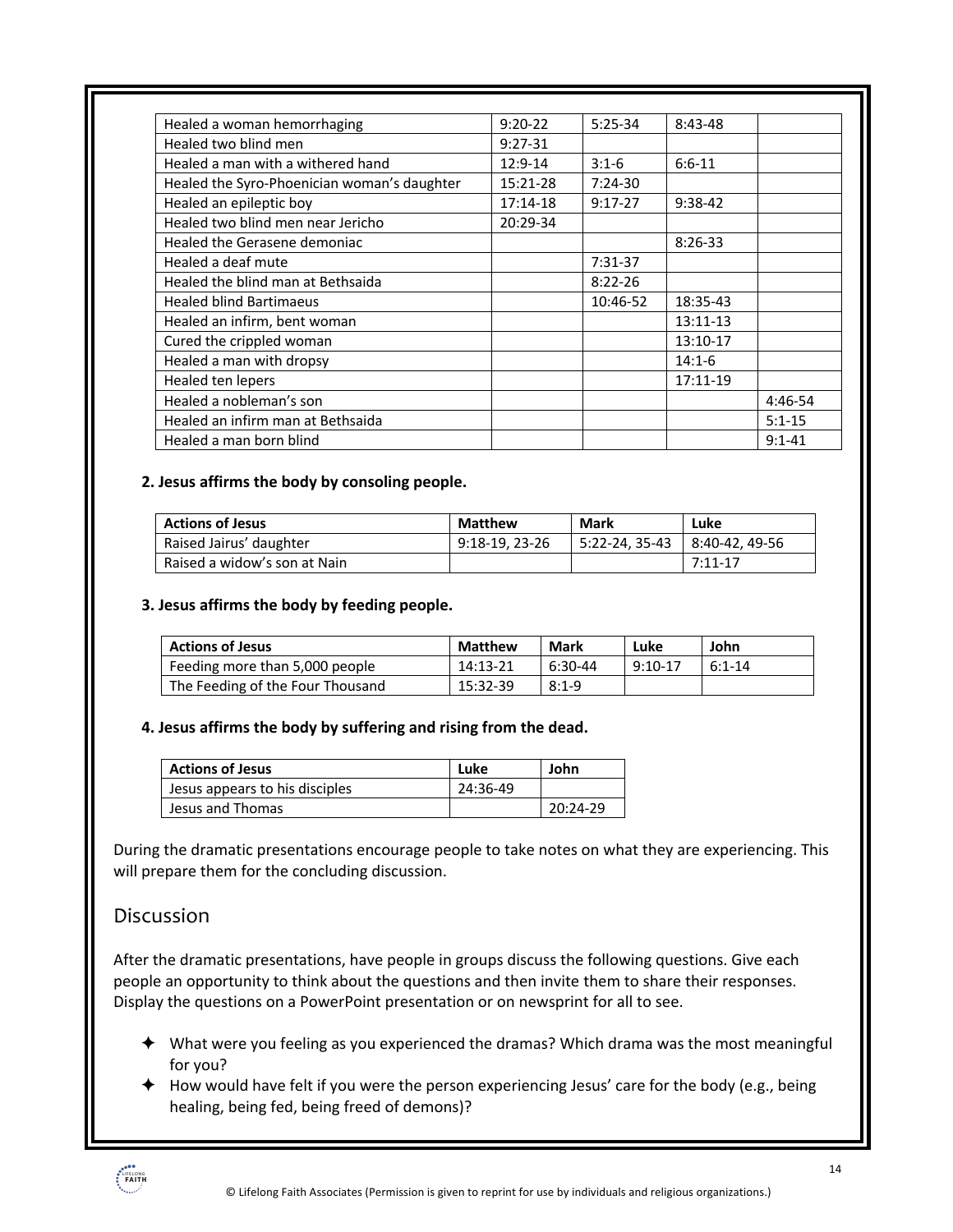| | | | | |
|---|---|---|---|---|
| Healed a woman hemorrhaging | 9:20-22 | 5:25-34 | 8:43-48 | |
| Healed two blind men | 9:27-31 | | | |
| Healed a man with a withered hand | 12:9-14 | 3:1-6 | 6:6-11 | |
| Healed the Syro-Phoenician woman's daughter | 15:21-28 | 7:24-30 | | |
| Healed an epileptic boy | 17:14-18 | 9:17-27 | 9:38-42 | |
| Healed two blind men near Jericho | 20:29-34 | | | |
| Healed the Gerasene demoniac | | | 8:26-33 | |
| Healed a deaf mute | | 7:31-37 | | |
| Healed the blind man at Bethsaida | | 8:22-26 | | |
| Healed blind Bartimaeus | | 10:46-52 | 18:35-43 | |
| Healed an infirm, bent woman | | | 13:11-13 | |
| Cured the crippled woman | | | 13:10-17 | |
| Healed a man with dropsy | | | 14:1-6 | |
| Healed ten lepers | | | 17:11-19 | |
| Healed a nobleman's son | | | | 4:46-54 |
| Healed an infirm man at Bethsaida | | | | 5:1-15 |
| Healed a man born blind | | | | 9:1-41 |

**2. Jesus affirms the body by consoling people.**

| Actions of Jesus | Matthew | Mark | Luke |
|---|---|---|---|
| Raised Jairus' daughter | 9:18-19, 23-26 | 5:22-24, 35-43 | 8:40-42, 49-56 |
| Raised a widow's son at Nain | | | 7:11-17 |

**3. Jesus affirms the body by feeding people.**

| Actions of Jesus | Matthew | Mark | Luke | John |
|---|---|---|---|---|
| Feeding more than 5,000 people | 14:13-21 | 6:30-44 | 9:10-17 | 6:1-14 |
| The Feeding of the Four Thousand | 15:32-39 | 8:1-9 | | |

**4. Jesus affirms the body by suffering and rising from the dead.**

| Actions of Jesus | Luke | John |
|---|---|---|
| Jesus appears to his disciples | 24:36-49 | |
| Jesus and Thomas | | 20:24-29 |

During the dramatic presentations encourage people to take notes on what they are experiencing. This will prepare them for the concluding discussion.

## Discussion

After the dramatic presentations, have people in groups discuss the following questions. Give each people an opportunity to think about the questions and then invite them to share their responses. Display the questions on a PowerPoint presentation or on newsprint for all to see.

- What were you feeling as you experienced the dramas? Which drama was the most meaningful for you?
- How would have felt if you were the person experiencing Jesus' care for the body (e.g., being healing, being fed, being freed of demons)?

© Lifelong Faith Associates (Permission is given to reprint for use by individuals and religious organizations.)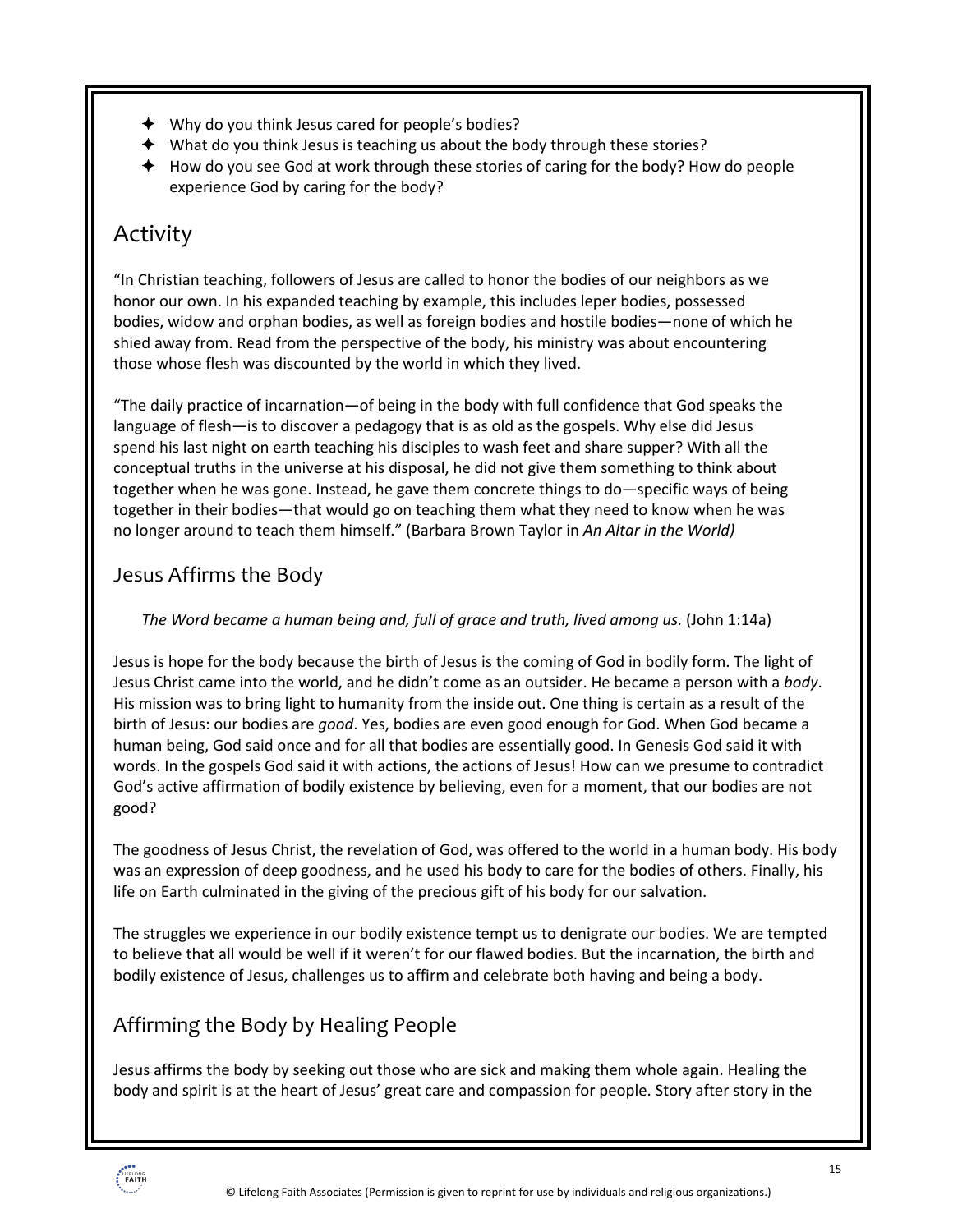- Why do you think Jesus cared for people's bodies?
- What do you think Jesus is teaching us about the body through these stories?
- How do you see God at work through these stories of caring for the body? How do people experience God by caring for the body?

## Activity

"In Christian teaching, followers of Jesus are called to honor the bodies of our neighbors as we honor our own. In his expanded teaching by example, this includes leper bodies, possessed bodies, widow and orphan bodies, as well as foreign bodies and hostile bodies—none of which he shied away from. Read from the perspective of the body, his ministry was about encountering those whose flesh was discounted by the world in which they lived.

"The daily practice of incarnation—of being in the body with full confidence that God speaks the language of flesh—is to discover a pedagogy that is as old as the gospels. Why else did Jesus spend his last night on earth teaching his disciples to wash feet and share supper? With all the conceptual truths in the universe at his disposal, he did not give them something to think about together when he was gone. Instead, he gave them concrete things to do—specific ways of being together in their bodies—that would go on teaching them what they need to know when he was no longer around to teach them himself." (Barbara Brown Taylor in *An Altar in the World)*

### Jesus Affirms the Body

*The Word became a human being and, full of grace and truth, lived among us.* (John 1:14a)

Jesus is hope for the body because the birth of Jesus is the coming of God in bodily form. The light of Jesus Christ came into the world, and he didn't come as an outsider. He became a person with a *body*. His mission was to bring light to humanity from the inside out. One thing is certain as a result of the birth of Jesus: our bodies are *good*. Yes, bodies are even good enough for God. When God became a human being, God said once and for all that bodies are essentially good. In Genesis God said it with words. In the gospels God said it with actions, the actions of Jesus! How can we presume to contradict God's active affirmation of bodily existence by believing, even for a moment, that our bodies are not good?

The goodness of Jesus Christ, the revelation of God, was offered to the world in a human body. His body was an expression of deep goodness, and he used his body to care for the bodies of others. Finally, his life on Earth culminated in the giving of the precious gift of his body for our salvation.

The struggles we experience in our bodily existence tempt us to denigrate our bodies. We are tempted to believe that all would be well if it weren't for our flawed bodies. But the incarnation, the birth and bodily existence of Jesus, challenges us to affirm and celebrate both having and being a body.

### Affirming the Body by Healing People

Jesus affirms the body by seeking out those who are sick and making them whole again. Healing the body and spirit is at the heart of Jesus' great care and compassion for people. Story after story in the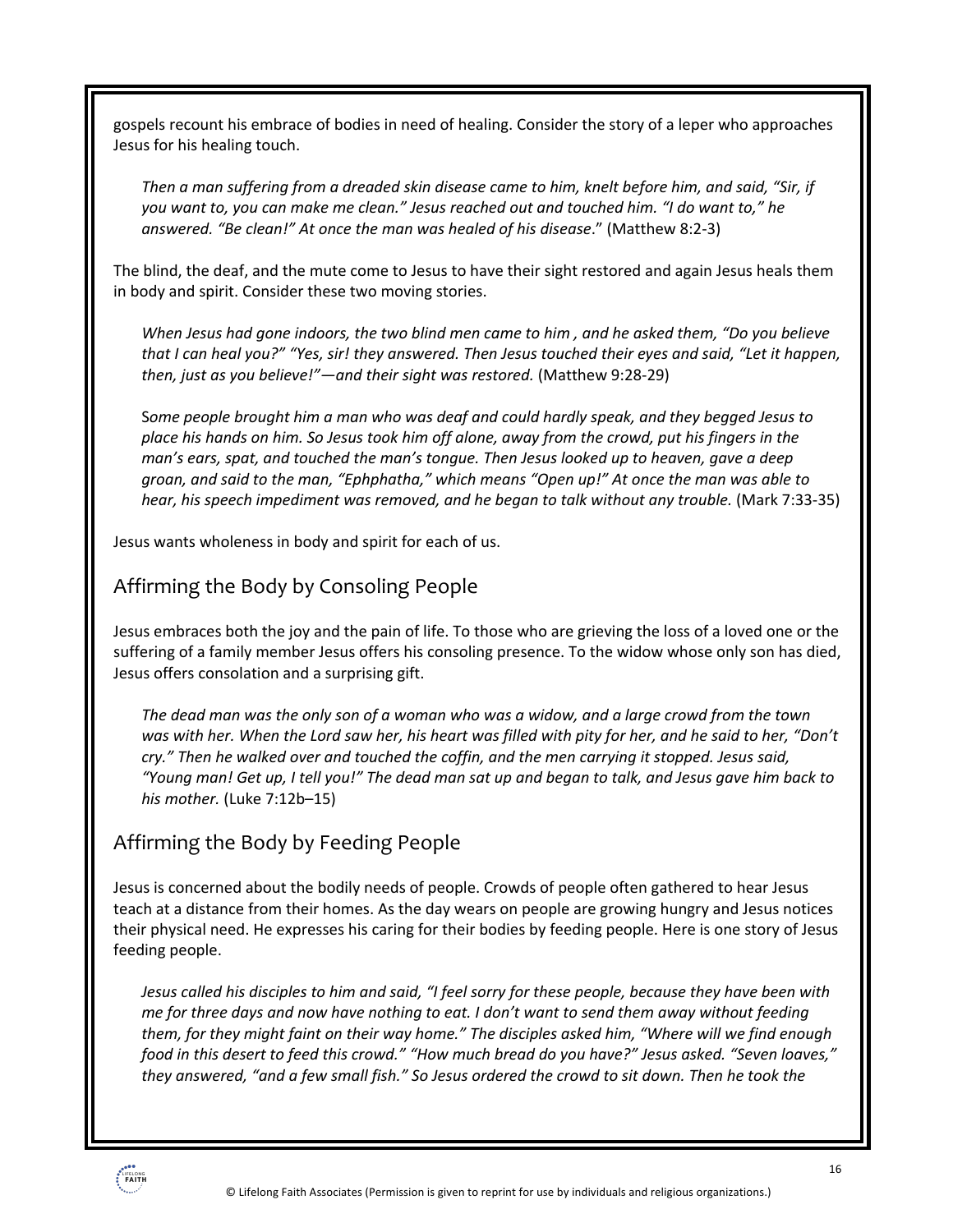gospels recount his embrace of bodies in need of healing. Consider the story of a leper who approaches Jesus for his healing touch.

> *Then a man suffering from a dreaded skin disease came to him, knelt before him, and said, "Sir, if you want to, you can make me clean." Jesus reached out and touched him. "I do want to," he answered. "Be clean!" At once the man was healed of his disease*." (Matthew 8:2-3)

The blind, the deaf, and the mute come to Jesus to have their sight restored and again Jesus heals them in body and spirit. Consider these two moving stories.

> *When Jesus had gone indoors, the two blind men came to him , and he asked them, "Do you believe that I can heal you?" "Yes, sir! they answered. Then Jesus touched their eyes and said, "Let it happen, then, just as you believe!"—and their sight was restored.* (Matthew 9:28-29)

> S*ome people brought him a man who was deaf and could hardly speak, and they begged Jesus to place his hands on him. So Jesus took him off alone, away from the crowd, put his fingers in the man's ears, spat, and touched the man's tongue. Then Jesus looked up to heaven, gave a deep groan, and said to the man, "Ephphatha," which means "Open up!" At once the man was able to hear, his speech impediment was removed, and he began to talk without any trouble.* (Mark 7:33-35)

Jesus wants wholeness in body and spirit for each of us.

## Affirming the Body by Consoling People

Jesus embraces both the joy and the pain of life. To those who are grieving the loss of a loved one or the suffering of a family member Jesus offers his consoling presence. To the widow whose only son has died, Jesus offers consolation and a surprising gift.

> *The dead man was the only son of a woman who was a widow, and a large crowd from the town was with her. When the Lord saw her, his heart was filled with pity for her, and he said to her, "Don't cry." Then he walked over and touched the coffin, and the men carrying it stopped. Jesus said, "Young man! Get up, I tell you!" The dead man sat up and began to talk, and Jesus gave him back to his mother.* (Luke 7:12b–15)

## Affirming the Body by Feeding People

Jesus is concerned about the bodily needs of people. Crowds of people often gathered to hear Jesus teach at a distance from their homes. As the day wears on people are growing hungry and Jesus notices their physical need. He expresses his caring for their bodies by feeding people. Here is one story of Jesus feeding people.

> *Jesus called his disciples to him and said, "I feel sorry for these people, because they have been with me for three days and now have nothing to eat. I don't want to send them away without feeding them, for they might faint on their way home." The disciples asked him, "Where will we find enough food in this desert to feed this crowd." "How much bread do you have?" Jesus asked. "Seven loaves," they answered, "and a few small fish." So Jesus ordered the crowd to sit down. Then he took the*

© Lifelong Faith Associates (Permission is given to reprint for use by individuals and religious organizations.)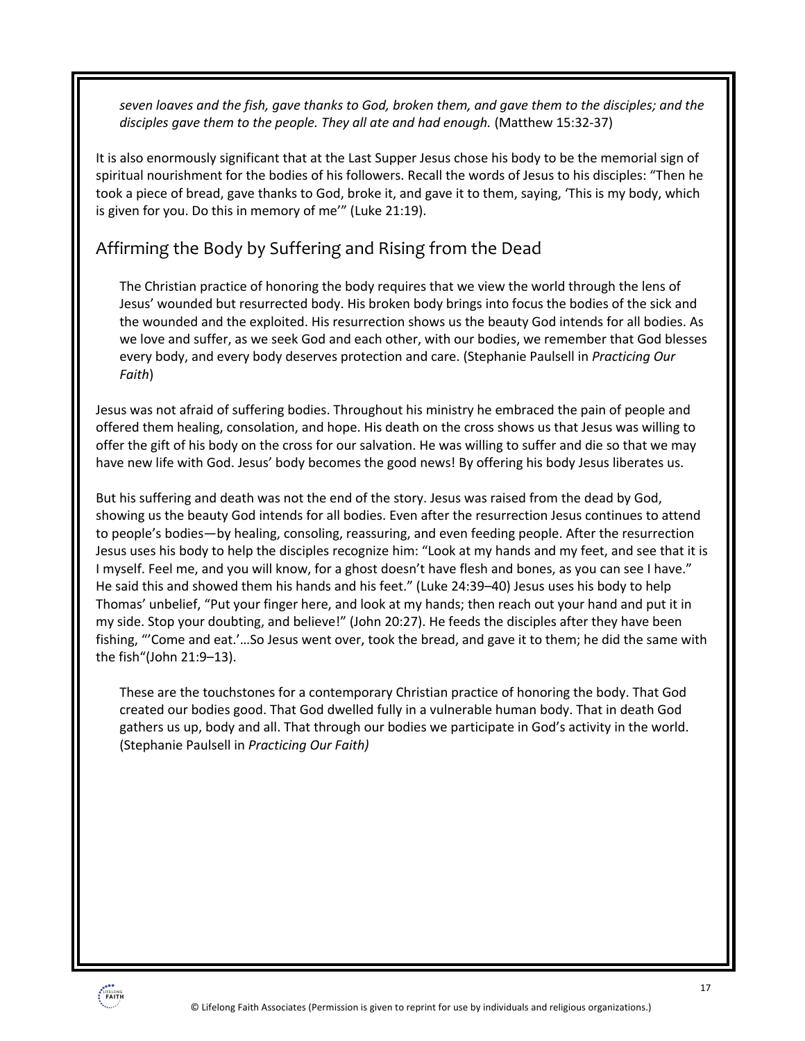*seven loaves and the fish, gave thanks to God, broken them, and gave them to the disciples; and the disciples gave them to the people. They all ate and had enough.* (Matthew 15:32-37)

It is also enormously significant that at the Last Supper Jesus chose his body to be the memorial sign of spiritual nourishment for the bodies of his followers. Recall the words of Jesus to his disciples: "Then he took a piece of bread, gave thanks to God, broke it, and gave it to them, saying, 'This is my body, which is given for you. Do this in memory of me'" (Luke 21:19).

## Affirming the Body by Suffering and Rising from the Dead

> The Christian practice of honoring the body requires that we view the world through the lens of Jesus' wounded but resurrected body. His broken body brings into focus the bodies of the sick and the wounded and the exploited. His resurrection shows us the beauty God intends for all bodies. As we love and suffer, as we seek God and each other, with our bodies, we remember that God blesses every body, and every body deserves protection and care. (Stephanie Paulsell in *Practicing Our Faith*)

Jesus was not afraid of suffering bodies. Throughout his ministry he embraced the pain of people and offered them healing, consolation, and hope. His death on the cross shows us that Jesus was willing to offer the gift of his body on the cross for our salvation. He was willing to suffer and die so that we may have new life with God. Jesus' body becomes the good news! By offering his body Jesus liberates us.

But his suffering and death was not the end of the story. Jesus was raised from the dead by God, showing us the beauty God intends for all bodies. Even after the resurrection Jesus continues to attend to people's bodies—by healing, consoling, reassuring, and even feeding people. After the resurrection Jesus uses his body to help the disciples recognize him: "Look at my hands and my feet, and see that it is I myself. Feel me, and you will know, for a ghost doesn't have flesh and bones, as you can see I have." He said this and showed them his hands and his feet." (Luke 24:39–40) Jesus uses his body to help Thomas' unbelief, "Put your finger here, and look at my hands; then reach out your hand and put it in my side. Stop your doubting, and believe!" (John 20:27). He feeds the disciples after they have been fishing, "'Come and eat.'…So Jesus went over, took the bread, and gave it to them; he did the same with the fish"(John 21:9–13).

> These are the touchstones for a contemporary Christian practice of honoring the body. That God created our bodies good. That God dwelled fully in a vulnerable human body. That in death God gathers us up, body and all. That through our bodies we participate in God's activity in the world. (Stephanie Paulsell in *Practicing Our Faith)*

© Lifelong Faith Associates (Permission is given to reprint for use by individuals and religious organizations.)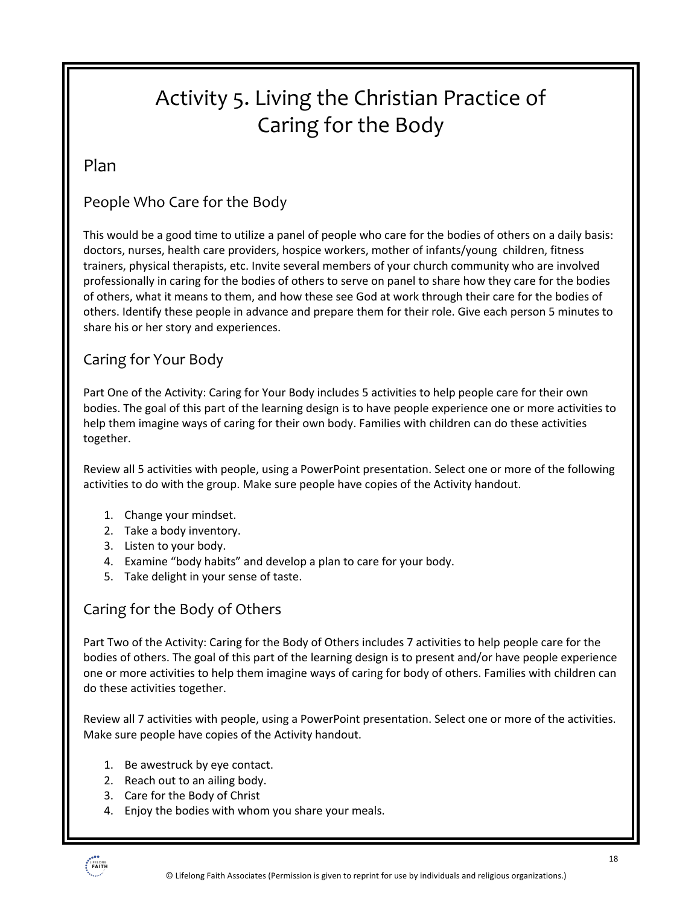# Activity 5. Living the Christian Practice of Caring for the Body

## Plan

### People Who Care for the Body

This would be a good time to utilize a panel of people who care for the bodies of others on a daily basis: doctors, nurses, health care providers, hospice workers, mother of infants/young children, fitness trainers, physical therapists, etc. Invite several members of your church community who are involved professionally in caring for the bodies of others to serve on panel to share how they care for the bodies of others, what it means to them, and how these see God at work through their care for the bodies of others. Identify these people in advance and prepare them for their role. Give each person 5 minutes to share his or her story and experiences.

### Caring for Your Body

Part One of the Activity: Caring for Your Body includes 5 activities to help people care for their own bodies. The goal of this part of the learning design is to have people experience one or more activities to help them imagine ways of caring for their own body. Families with children can do these activities together.

Review all 5 activities with people, using a PowerPoint presentation. Select one or more of the following activities to do with the group. Make sure people have copies of the Activity handout.

1. Change your mindset.
2. Take a body inventory.
3. Listen to your body.
4. Examine "body habits" and develop a plan to care for your body.
5. Take delight in your sense of taste.

### Caring for the Body of Others

Part Two of the Activity: Caring for the Body of Others includes 7 activities to help people care for the bodies of others. The goal of this part of the learning design is to present and/or have people experience one or more activities to help them imagine ways of caring for body of others. Families with children can do these activities together.

Review all 7 activities with people, using a PowerPoint presentation. Select one or more of the activities. Make sure people have copies of the Activity handout.

1. Be awestruck by eye contact.
2. Reach out to an ailing body.
3. Care for the Body of Christ
4. Enjoy the bodies with whom you share your meals.

© Lifelong Faith Associates (Permission is given to reprint for use by individuals and religious organizations.)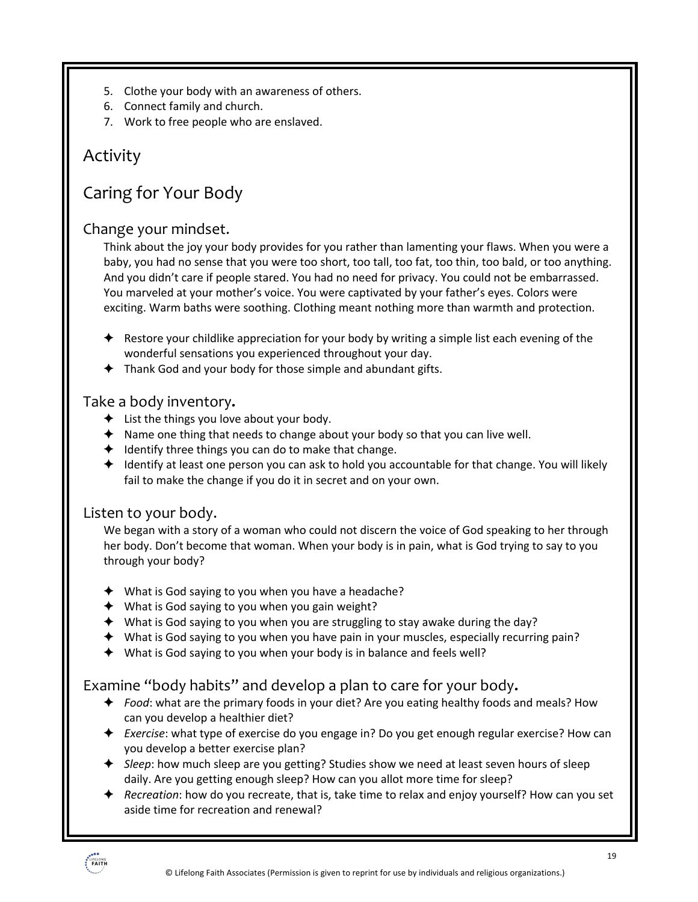5. Clothe your body with an awareness of others.
6. Connect family and church.
7. Work to free people who are enslaved.

## Activity

## Caring for Your Body

### Change your mindset.

Think about the joy your body provides for you rather than lamenting your flaws. When you were a baby, you had no sense that you were too short, too tall, too fat, too thin, too bald, or too anything. And you didn't care if people stared. You had no need for privacy. You could not be embarrassed. You marveled at your mother's voice. You were captivated by your father's eyes. Colors were exciting. Warm baths were soothing. Clothing meant nothing more than warmth and protection.

- Restore your childlike appreciation for your body by writing a simple list each evening of the wonderful sensations you experienced throughout your day.
- Thank God and your body for those simple and abundant gifts.

### Take a body inventory.

- List the things you love about your body.
- Name one thing that needs to change about your body so that you can live well.
- Identify three things you can do to make that change.
- Identify at least one person you can ask to hold you accountable for that change. You will likely fail to make the change if you do it in secret and on your own.

### Listen to your body.

We began with a story of a woman who could not discern the voice of God speaking to her through her body. Don't become that woman. When your body is in pain, what is God trying to say to you through your body?

- What is God saying to you when you have a headache?
- What is God saying to you when you gain weight?
- What is God saying to you when you are struggling to stay awake during the day?
- What is God saying to you when you have pain in your muscles, especially recurring pain?
- What is God saying to you when your body is in balance and feels well?

### Examine "body habits" and develop a plan to care for your body.

- *Food*: what are the primary foods in your diet? Are you eating healthy foods and meals? How can you develop a healthier diet?
- *Exercise*: what type of exercise do you engage in? Do you get enough regular exercise? How can you develop a better exercise plan?
- *Sleep*: how much sleep are you getting? Studies show we need at least seven hours of sleep daily. Are you getting enough sleep? How can you allot more time for sleep?
- *Recreation*: how do you recreate, that is, take time to relax and enjoy yourself? How can you set aside time for recreation and renewal?

© Lifelong Faith Associates (Permission is given to reprint for use by individuals and religious organizations.)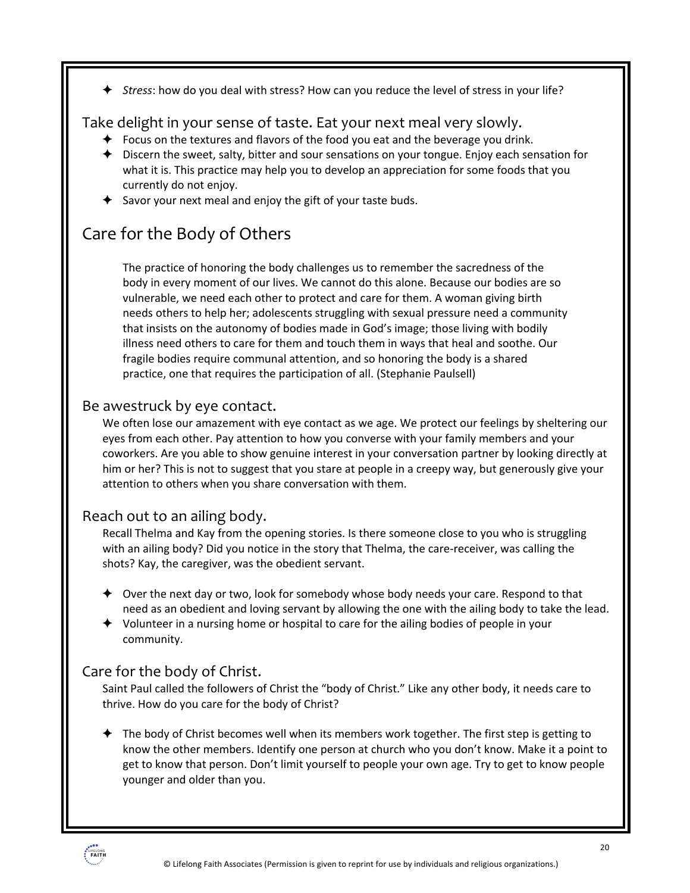- *Stress*: how do you deal with stress? How can you reduce the level of stress in your life?

### Take delight in your sense of taste. Eat your next meal very slowly.

- Focus on the textures and flavors of the food you eat and the beverage you drink.
- Discern the sweet, salty, bitter and sour sensations on your tongue. Enjoy each sensation for what it is. This practice may help you to develop an appreciation for some foods that you currently do not enjoy.
- Savor your next meal and enjoy the gift of your taste buds.

## Care for the Body of Others

> The practice of honoring the body challenges us to remember the sacredness of the body in every moment of our lives. We cannot do this alone. Because our bodies are so vulnerable, we need each other to protect and care for them. A woman giving birth needs others to help her; adolescents struggling with sexual pressure need a community that insists on the autonomy of bodies made in God's image; those living with bodily illness need others to care for them and touch them in ways that heal and soothe. Our fragile bodies require communal attention, and so honoring the body is a shared practice, one that requires the participation of all. (Stephanie Paulsell)

### Be awestruck by eye contact.

We often lose our amazement with eye contact as we age. We protect our feelings by sheltering our eyes from each other. Pay attention to how you converse with your family members and your coworkers. Are you able to show genuine interest in your conversation partner by looking directly at him or her? This is not to suggest that you stare at people in a creepy way, but generously give your attention to others when you share conversation with them.

### Reach out to an ailing body.

Recall Thelma and Kay from the opening stories. Is there someone close to you who is struggling with an ailing body? Did you notice in the story that Thelma, the care-receiver, was calling the shots? Kay, the caregiver, was the obedient servant.

- Over the next day or two, look for somebody whose body needs your care. Respond to that need as an obedient and loving servant by allowing the one with the ailing body to take the lead.
- Volunteer in a nursing home or hospital to care for the ailing bodies of people in your community.

### Care for the body of Christ.

Saint Paul called the followers of Christ the "body of Christ." Like any other body, it needs care to thrive. How do you care for the body of Christ?

- The body of Christ becomes well when its members work together. The first step is getting to know the other members. Identify one person at church who you don't know. Make it a point to get to know that person. Don't limit yourself to people your own age. Try to get to know people younger and older than you.

© Lifelong Faith Associates (Permission is given to reprint for use by individuals and religious organizations.)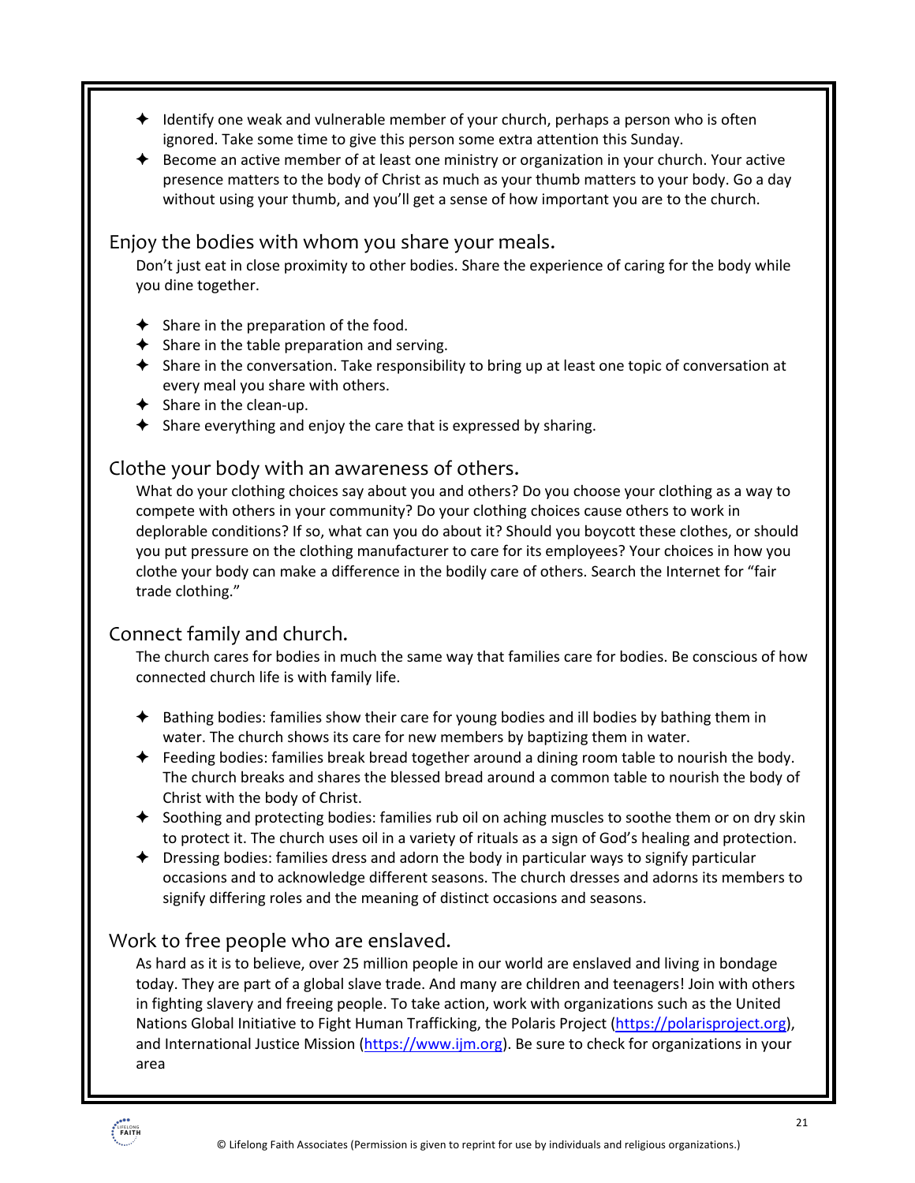- Identify one weak and vulnerable member of your church, perhaps a person who is often ignored. Take some time to give this person some extra attention this Sunday.
- Become an active member of at least one ministry or organization in your church. Your active presence matters to the body of Christ as much as your thumb matters to your body. Go a day without using your thumb, and you'll get a sense of how important you are to the church.

## Enjoy the bodies with whom you share your meals.

Don't just eat in close proximity to other bodies. Share the experience of caring for the body while you dine together.

- Share in the preparation of the food.
- Share in the table preparation and serving.
- Share in the conversation. Take responsibility to bring up at least one topic of conversation at every meal you share with others.
- Share in the clean-up.
- Share everything and enjoy the care that is expressed by sharing.

## Clothe your body with an awareness of others.

What do your clothing choices say about you and others? Do you choose your clothing as a way to compete with others in your community? Do your clothing choices cause others to work in deplorable conditions? If so, what can you do about it? Should you boycott these clothes, or should you put pressure on the clothing manufacturer to care for its employees? Your choices in how you clothe your body can make a difference in the bodily care of others. Search the Internet for "fair trade clothing."

## Connect family and church.

The church cares for bodies in much the same way that families care for bodies. Be conscious of how connected church life is with family life.

- Bathing bodies: families show their care for young bodies and ill bodies by bathing them in water. The church shows its care for new members by baptizing them in water.
- Feeding bodies: families break bread together around a dining room table to nourish the body. The church breaks and shares the blessed bread around a common table to nourish the body of Christ with the body of Christ.
- Soothing and protecting bodies: families rub oil on aching muscles to soothe them or on dry skin to protect it. The church uses oil in a variety of rituals as a sign of God's healing and protection.
- Dressing bodies: families dress and adorn the body in particular ways to signify particular occasions and to acknowledge different seasons. The church dresses and adorns its members to signify differing roles and the meaning of distinct occasions and seasons.

## Work to free people who are enslaved.

As hard as it is to believe, over 25 million people in our world are enslaved and living in bondage today. They are part of a global slave trade. And many are children and teenagers! Join with others in fighting slavery and freeing people. To take action, work with organizations such as the United Nations Global Initiative to Fight Human Trafficking, the Polaris Project (https://polarisproject.org), and International Justice Mission (https://www.ijm.org). Be sure to check for organizations in your area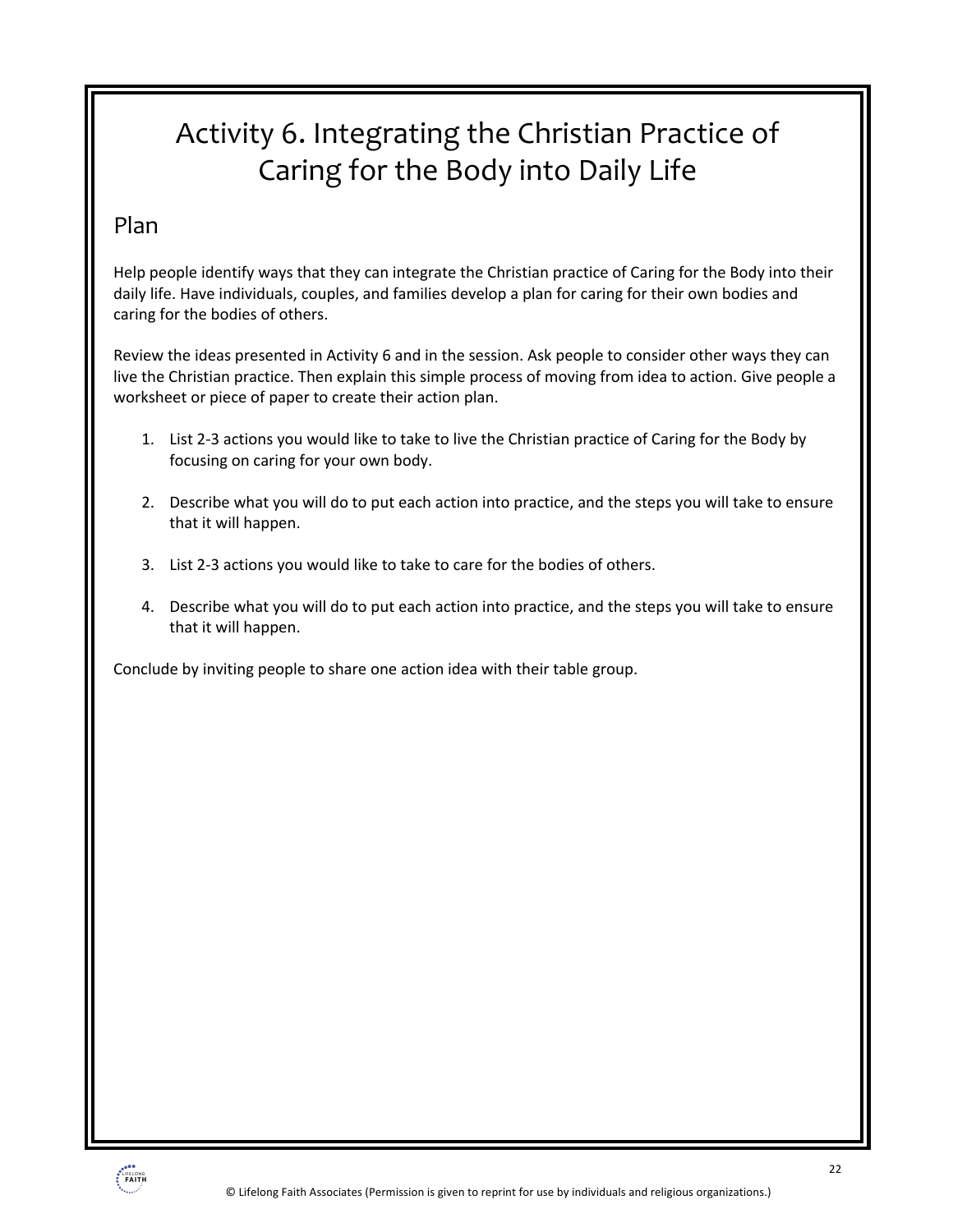# Activity 6. Integrating the Christian Practice of Caring for the Body into Daily Life

## Plan

Help people identify ways that they can integrate the Christian practice of Caring for the Body into their daily life. Have individuals, couples, and families develop a plan for caring for their own bodies and caring for the bodies of others.

Review the ideas presented in Activity 6 and in the session. Ask people to consider other ways they can live the Christian practice. Then explain this simple process of moving from idea to action. Give people a worksheet or piece of paper to create their action plan.

1. List 2-3 actions you would like to take to live the Christian practice of Caring for the Body by focusing on caring for your own body.

2. Describe what you will do to put each action into practice, and the steps you will take to ensure that it will happen.

3. List 2-3 actions you would like to take to care for the bodies of others.

4. Describe what you will do to put each action into practice, and the steps you will take to ensure that it will happen.

Conclude by inviting people to share one action idea with their table group.

© Lifelong Faith Associates (Permission is given to reprint for use by individuals and religious organizations.)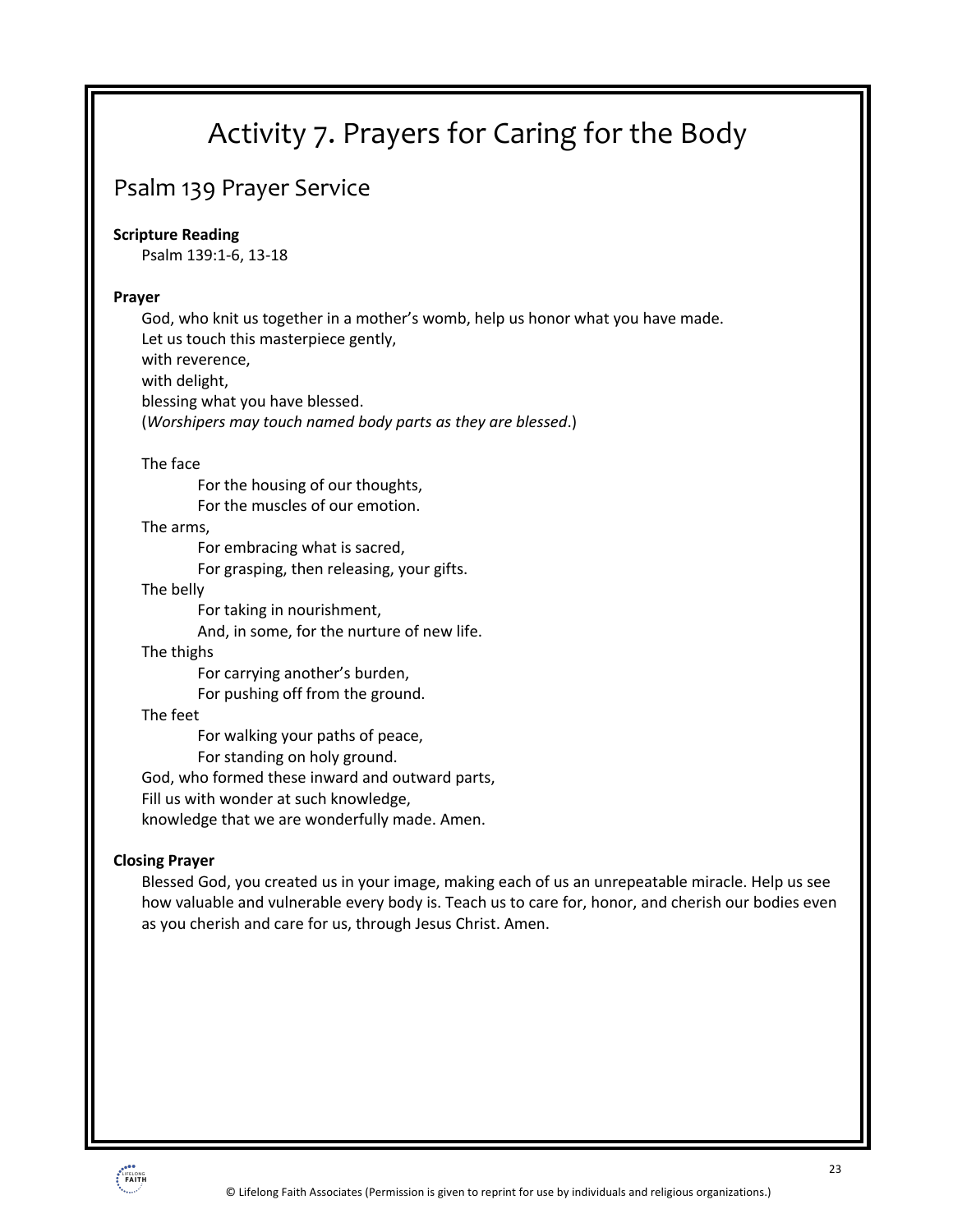# Activity 7. Prayers for Caring for the Body

## Psalm 139 Prayer Service

**Scripture Reading**

Psalm 139:1-6, 13-18

**Prayer**

God, who knit us together in a mother's womb, help us honor what you have made.
Let us touch this masterpiece gently,
with reverence,
with delight,
blessing what you have blessed.
(*Worshipers may touch named body parts as they are blessed*.)

The face
  For the housing of our thoughts,
  For the muscles of our emotion.
The arms,
  For embracing what is sacred,
  For grasping, then releasing, your gifts.
The belly
  For taking in nourishment,
  And, in some, for the nurture of new life.
The thighs
  For carrying another's burden,
  For pushing off from the ground.
The feet
  For walking your paths of peace,
  For standing on holy ground.
God, who formed these inward and outward parts,
Fill us with wonder at such knowledge,
knowledge that we are wonderfully made. Amen.

**Closing Prayer**

Blessed God, you created us in your image, making each of us an unrepeatable miracle. Help us see how valuable and vulnerable every body is. Teach us to care for, honor, and cherish our bodies even as you cherish and care for us, through Jesus Christ. Amen.

© Lifelong Faith Associates (Permission is given to reprint for use by individuals and religious organizations.)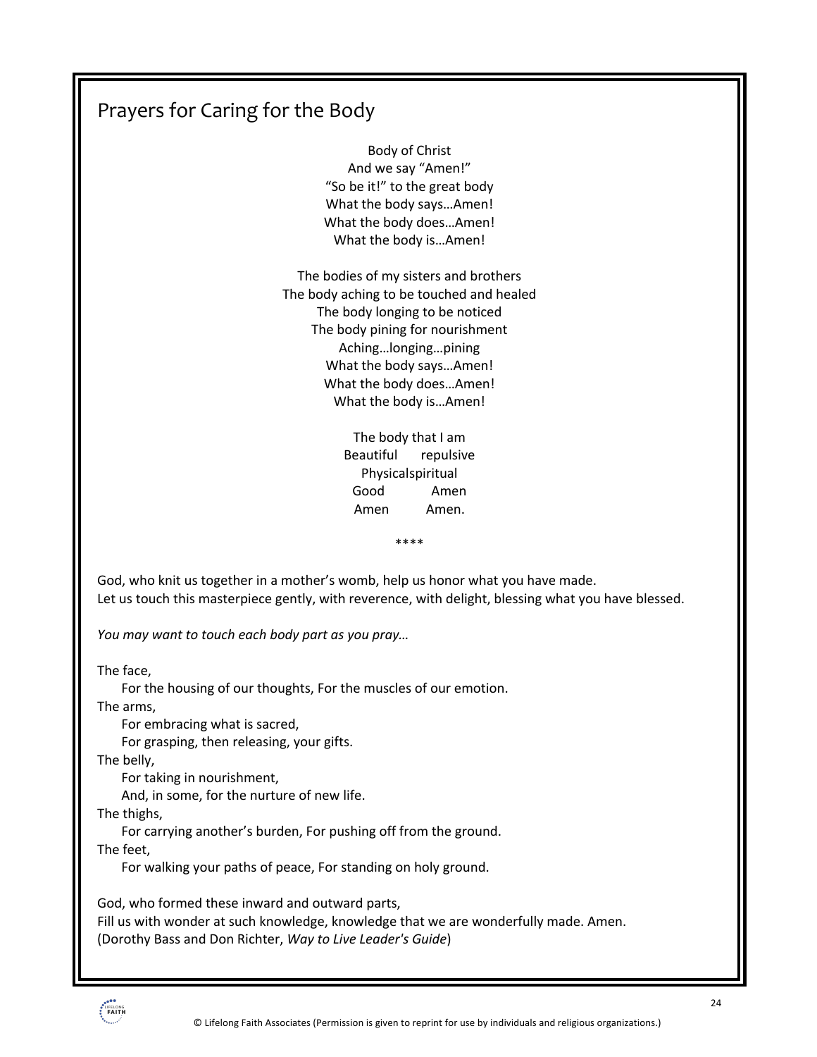## Prayers for Caring for the Body

Body of Christ
And we say "Amen!"
"So be it!" to the great body
What the body says…Amen!
What the body does…Amen!
What the body is…Amen!

The bodies of my sisters and brothers
The body aching to be touched and healed
The body longing to be noticed
The body pining for nourishment
Aching…longing…pining
What the body says…Amen!
What the body does…Amen!
What the body is…Amen!

The body that I am
Beautiful repulsive
Physicalspiritual
Good Amen
Amen Amen.

\*\*\*\*

God, who knit us together in a mother's womb, help us honor what you have made.
Let us touch this masterpiece gently, with reverence, with delight, blessing what you have blessed.

*You may want to touch each body part as you pray…*

The face,
  For the housing of our thoughts, For the muscles of our emotion.
The arms,
  For embracing what is sacred,
  For grasping, then releasing, your gifts.
The belly,
  For taking in nourishment,
  And, in some, for the nurture of new life.
The thighs,
  For carrying another's burden, For pushing off from the ground.
The feet,
  For walking your paths of peace, For standing on holy ground.

God, who formed these inward and outward parts,
Fill us with wonder at such knowledge, knowledge that we are wonderfully made. Amen.
(Dorothy Bass and Don Richter, *Way to Live Leader's Guide*)

© Lifelong Faith Associates (Permission is given to reprint for use by individuals and religious organizations.)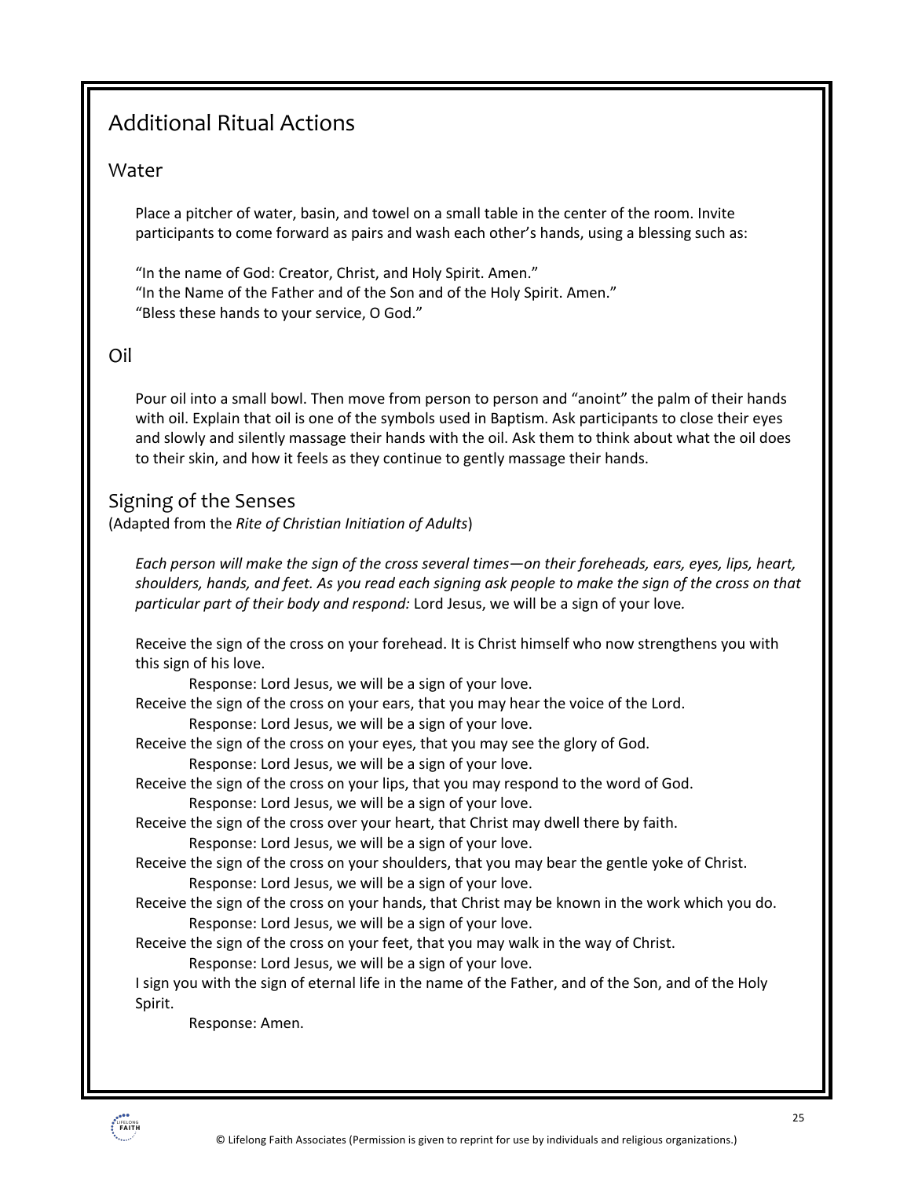# Additional Ritual Actions

## Water

Place a pitcher of water, basin, and towel on a small table in the center of the room. Invite participants to come forward as pairs and wash each other's hands, using a blessing such as:

"In the name of God: Creator, Christ, and Holy Spirit. Amen."
"In the Name of the Father and of the Son and of the Holy Spirit. Amen."
"Bless these hands to your service, O God."

## Oil

Pour oil into a small bowl. Then move from person to person and "anoint" the palm of their hands with oil. Explain that oil is one of the symbols used in Baptism. Ask participants to close their eyes and slowly and silently massage their hands with the oil. Ask them to think about what the oil does to their skin, and how it feels as they continue to gently massage their hands.

## Signing of the Senses

(Adapted from the *Rite of Christian Initiation of Adults*)

*Each person will make the sign of the cross several times—on their foreheads, ears, eyes, lips, heart, shoulders, hands, and feet. As you read each signing ask people to make the sign of the cross on that particular part of their body and respond:* Lord Jesus, we will be a sign of your love.

Receive the sign of the cross on your forehead. It is Christ himself who now strengthens you with this sign of his love.
    Response: Lord Jesus, we will be a sign of your love.
Receive the sign of the cross on your ears, that you may hear the voice of the Lord.
    Response: Lord Jesus, we will be a sign of your love.
Receive the sign of the cross on your eyes, that you may see the glory of God.
    Response: Lord Jesus, we will be a sign of your love.
Receive the sign of the cross on your lips, that you may respond to the word of God.
    Response: Lord Jesus, we will be a sign of your love.
Receive the sign of the cross over your heart, that Christ may dwell there by faith.
    Response: Lord Jesus, we will be a sign of your love.
Receive the sign of the cross on your shoulders, that you may bear the gentle yoke of Christ.
    Response: Lord Jesus, we will be a sign of your love.
Receive the sign of the cross on your hands, that Christ may be known in the work which you do.
    Response: Lord Jesus, we will be a sign of your love.
Receive the sign of the cross on your feet, that you may walk in the way of Christ.
    Response: Lord Jesus, we will be a sign of your love.
I sign you with the sign of eternal life in the name of the Father, and of the Son, and of the Holy Spirit.
    Response: Amen.

© Lifelong Faith Associates (Permission is given to reprint for use by individuals and religious organizations.)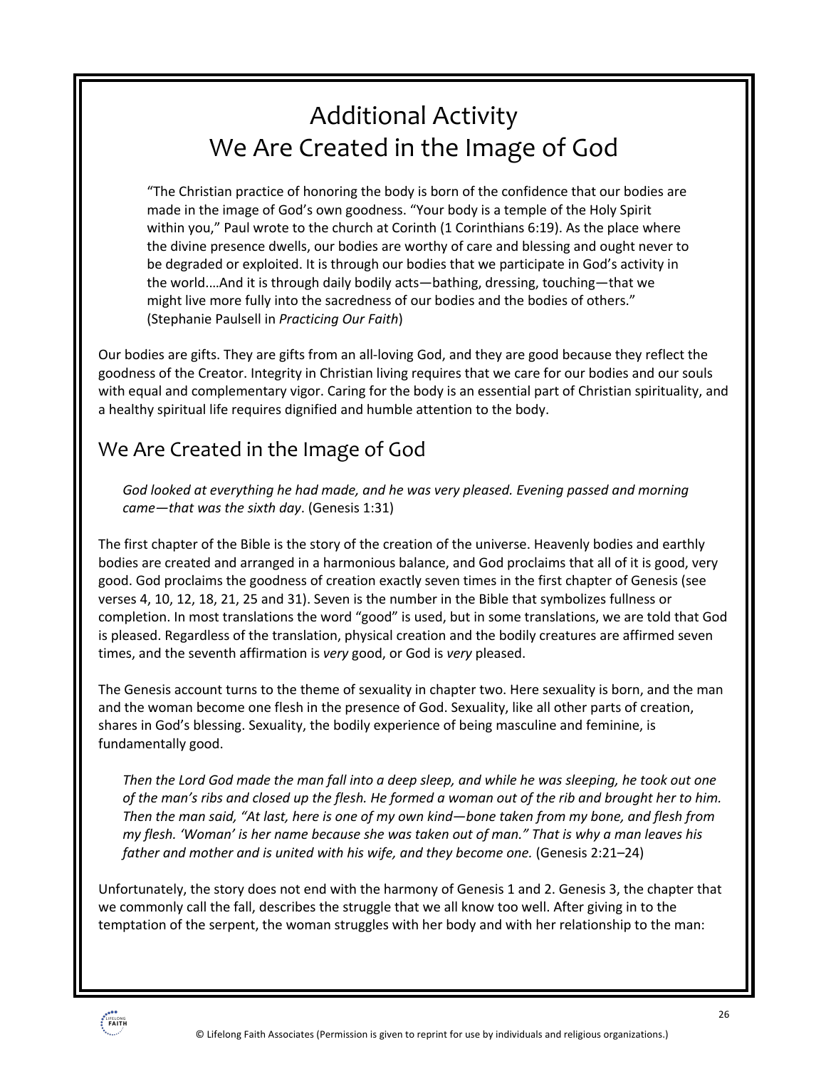# Additional Activity
# We Are Created in the Image of God

> "The Christian practice of honoring the body is born of the confidence that our bodies are made in the image of God's own goodness. "Your body is a temple of the Holy Spirit within you," Paul wrote to the church at Corinth (1 Corinthians 6:19). As the place where the divine presence dwells, our bodies are worthy of care and blessing and ought never to be degraded or exploited. It is through our bodies that we participate in God's activity in the world.…And it is through daily bodily acts—bathing, dressing, touching—that we might live more fully into the sacredness of our bodies and the bodies of others." (Stephanie Paulsell in *Practicing Our Faith*)

Our bodies are gifts. They are gifts from an all-loving God, and they are good because they reflect the goodness of the Creator. Integrity in Christian living requires that we care for our bodies and our souls with equal and complementary vigor. Caring for the body is an essential part of Christian spirituality, and a healthy spiritual life requires dignified and humble attention to the body.

## We Are Created in the Image of God

> *God looked at everything he had made, and he was very pleased. Evening passed and morning came—that was the sixth day*. (Genesis 1:31)

The first chapter of the Bible is the story of the creation of the universe. Heavenly bodies and earthly bodies are created and arranged in a harmonious balance, and God proclaims that all of it is good, very good. God proclaims the goodness of creation exactly seven times in the first chapter of Genesis (see verses 4, 10, 12, 18, 21, 25 and 31). Seven is the number in the Bible that symbolizes fullness or completion. In most translations the word "good" is used, but in some translations, we are told that God is pleased. Regardless of the translation, physical creation and the bodily creatures are affirmed seven times, and the seventh affirmation is *very* good, or God is *very* pleased.

The Genesis account turns to the theme of sexuality in chapter two. Here sexuality is born, and the man and the woman become one flesh in the presence of God. Sexuality, like all other parts of creation, shares in God's blessing. Sexuality, the bodily experience of being masculine and feminine, is fundamentally good.

> *Then the Lord God made the man fall into a deep sleep, and while he was sleeping, he took out one of the man's ribs and closed up the flesh. He formed a woman out of the rib and brought her to him. Then the man said, "At last, here is one of my own kind—bone taken from my bone, and flesh from my flesh. 'Woman' is her name because she was taken out of man." That is why a man leaves his father and mother and is united with his wife, and they become one.* (Genesis 2:21–24)

Unfortunately, the story does not end with the harmony of Genesis 1 and 2. Genesis 3, the chapter that we commonly call the fall, describes the struggle that we all know too well. After giving in to the temptation of the serpent, the woman struggles with her body and with her relationship to the man: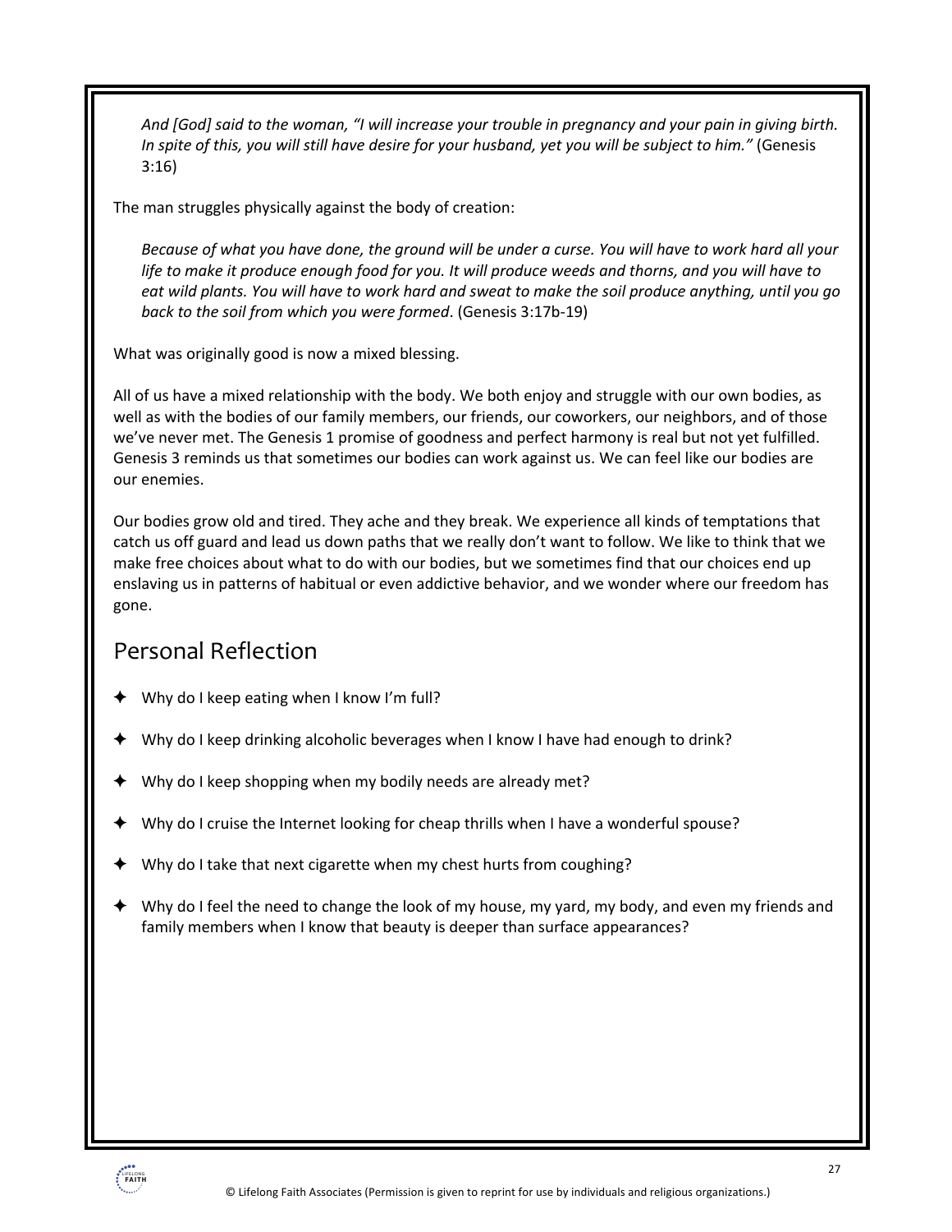*And [God] said to the woman, "I will increase your trouble in pregnancy and your pain in giving birth. In spite of this, you will still have desire for your husband, yet you will be subject to him."* (Genesis 3:16)

The man struggles physically against the body of creation:

*Because of what you have done, the ground will be under a curse. You will have to work hard all your life to make it produce enough food for you. It will produce weeds and thorns, and you will have to eat wild plants. You will have to work hard and sweat to make the soil produce anything, until you go back to the soil from which you were formed*. (Genesis 3:17b-19)

What was originally good is now a mixed blessing.

All of us have a mixed relationship with the body. We both enjoy and struggle with our own bodies, as well as with the bodies of our family members, our friends, our coworkers, our neighbors, and of those we've never met. The Genesis 1 promise of goodness and perfect harmony is real but not yet fulfilled. Genesis 3 reminds us that sometimes our bodies can work against us. We can feel like our bodies are our enemies.

Our bodies grow old and tired. They ache and they break. We experience all kinds of temptations that catch us off guard and lead us down paths that we really don't want to follow. We like to think that we make free choices about what to do with our bodies, but we sometimes find that our choices end up enslaving us in patterns of habitual or even addictive behavior, and we wonder where our freedom has gone.

## Personal Reflection

- Why do I keep eating when I know I'm full?
- Why do I keep drinking alcoholic beverages when I know I have had enough to drink?
- Why do I keep shopping when my bodily needs are already met?
- Why do I cruise the Internet looking for cheap thrills when I have a wonderful spouse?
- Why do I take that next cigarette when my chest hurts from coughing?
- Why do I feel the need to change the look of my house, my yard, my body, and even my friends and family members when I know that beauty is deeper than surface appearances?

© Lifelong Faith Associates (Permission is given to reprint for use by individuals and religious organizations.)